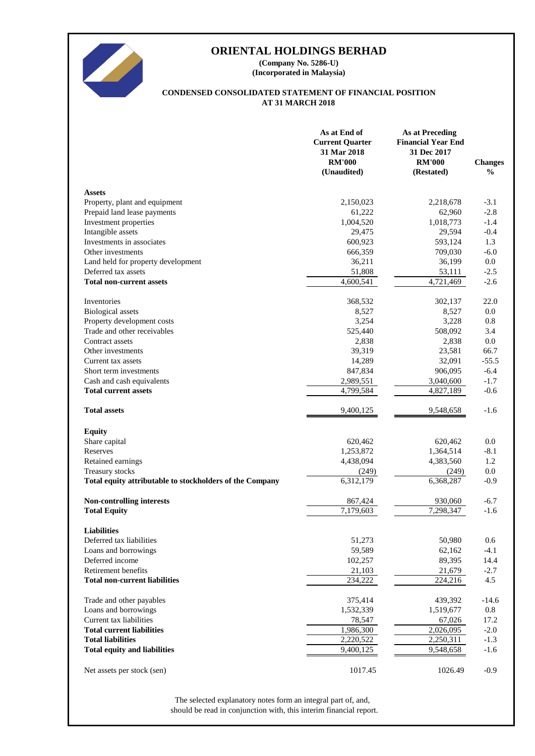# ORIENTAL HOLDINGS BERHAD

**(Company No. 5286-U)**
**(Incorporated in Malaysia)**

## CONDENSED CONSOLIDATED STATEMENT OF FINANCIAL POSITION AT 31 MARCH 2018

| | As at End of Current Quarter 31 Mar 2018 RM'000 (Unaudited) | As at Preceding Financial Year End 31 Dec 2017 RM'000 (Restated) | Changes % |
|---|---|---|---|
| **Assets** | | | |
| Property, plant and equipment | 2,150,023 | 2,218,678 | -3.1 |
| Prepaid land lease payments | 61,222 | 62,960 | -2.8 |
| Investment properties | 1,004,520 | 1,018,773 | -1.4 |
| Intangible assets | 29,475 | 29,594 | -0.4 |
| Investments in associates | 600,923 | 593,124 | 1.3 |
| Other investments | 666,359 | 709,030 | -6.0 |
| Land held for property development | 36,211 | 36,199 | 0.0 |
| Deferred tax assets | 51,808 | 53,111 | -2.5 |
| **Total non-current assets** | 4,600,541 | 4,721,469 | -2.6 |
| | | | |
| Inventories | 368,532 | 302,137 | 22.0 |
| Biological assets | 8,527 | 8,527 | 0.0 |
| Property development costs | 3,254 | 3,228 | 0.8 |
| Trade and other receivables | 525,440 | 508,092 | 3.4 |
| Contract assets | 2,838 | 2,838 | 0.0 |
| Other investments | 39,319 | 23,581 | 66.7 |
| Current tax assets | 14,289 | 32,091 | -55.5 |
| Short term investments | 847,834 | 906,095 | -6.4 |
| Cash and cash equivalents | 2,989,551 | 3,040,600 | -1.7 |
| **Total current assets** | 4,799,584 | 4,827,189 | -0.6 |
| | | | |
| **Total assets** | 9,400,125 | 9,548,658 | -1.6 |
| | | | |
| **Equity** | | | |
| Share capital | 620,462 | 620,462 | 0.0 |
| Reserves | 1,253,872 | 1,364,514 | -8.1 |
| Retained earnings | 4,438,094 | 4,383,560 | 1.2 |
| Treasury stocks | (249) | (249) | 0.0 |
| **Total equity attributable to stockholders of the Company** | 6,312,179 | 6,368,287 | -0.9 |
| | | | |
| **Non-controlling interests** | 867,424 | 930,060 | -6.7 |
| **Total Equity** | 7,179,603 | 7,298,347 | -1.6 |
| | | | |
| **Liabilities** | | | |
| Deferred tax liabilities | 51,273 | 50,980 | 0.6 |
| Loans and borrowings | 59,589 | 62,162 | -4.1 |
| Deferred income | 102,257 | 89,395 | 14.4 |
| Retirement benefits | 21,103 | 21,679 | -2.7 |
| **Total non-current liabilities** | 234,222 | 224,216 | 4.5 |
| | | | |
| Trade and other payables | 375,414 | 439,392 | -14.6 |
| Loans and borrowings | 1,532,339 | 1,519,677 | 0.8 |
| Current tax liabilities | 78,547 | 67,026 | 17.2 |
| **Total current liabilities** | 1,986,300 | 2,026,095 | -2.0 |
| **Total liabilities** | 2,220,522 | 2,250,311 | -1.3 |
| **Total equity and liabilities** | 9,400,125 | 9,548,658 | -1.6 |
| | | | |
| Net assets per stock (sen) | 1017.45 | 1026.49 | -0.9 |

The selected explanatory notes form an integral part of, and, should be read in conjunction with, this interim financial report.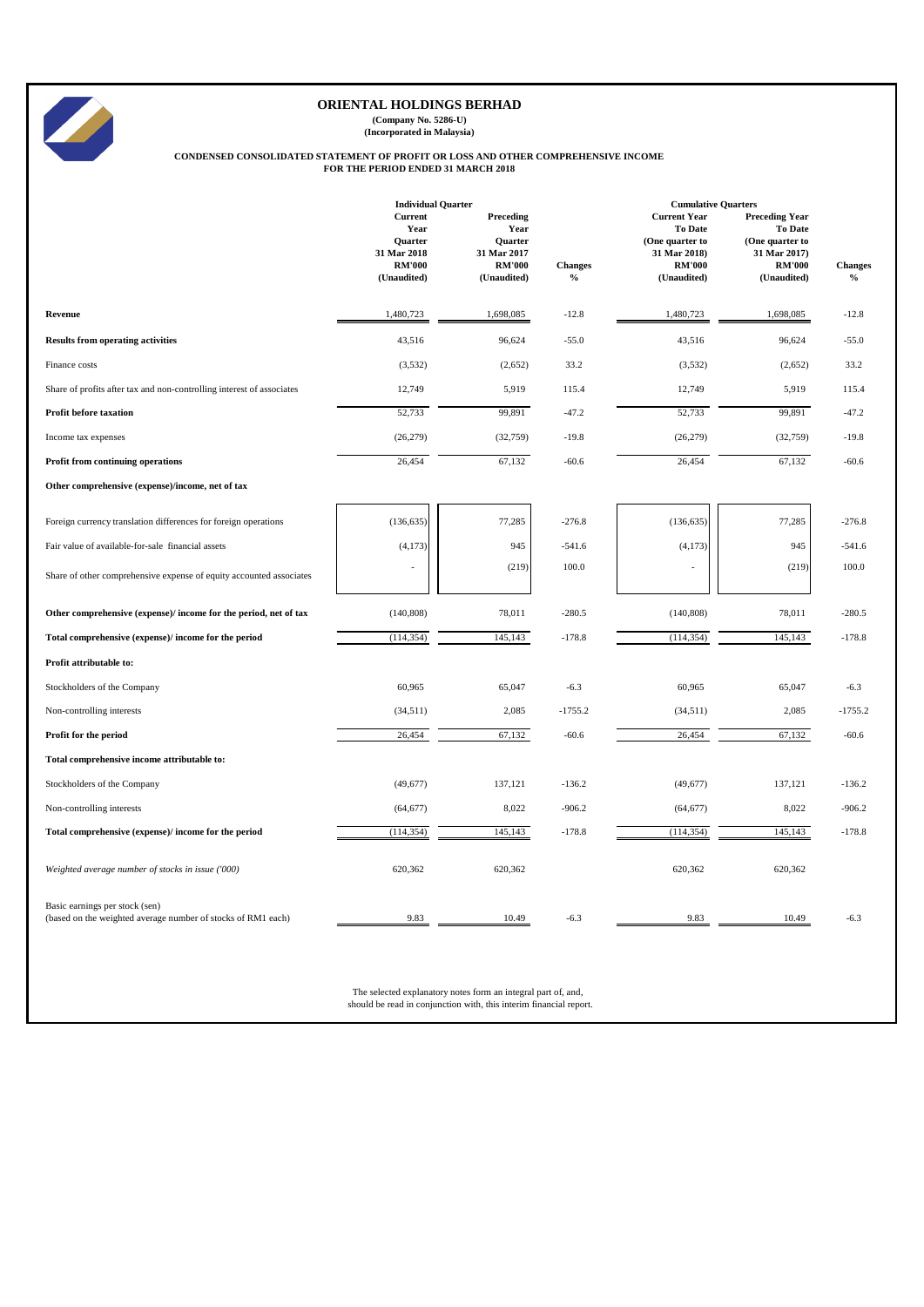# ORIENTAL HOLDINGS BERHAD

**(Company No. 5286-U)**
**(Incorporated in Malaysia)**

## CONDENSED CONSOLIDATED STATEMENT OF PROFIT OR LOSS AND OTHER COMPREHENSIVE INCOME
## FOR THE PERIOD ENDED 31 MARCH 2018

| | Individual Quarter | | | Cumulative Quarters | | |
|---|---|---|---|---|---|---|
| | Current Year Quarter 31 Mar 2018 RM'000 (Unaudited) | Preceding Year Quarter 31 Mar 2017 RM'000 (Unaudited) | Changes % | Current Year To Date (One quarter to 31 Mar 2018) RM'000 (Unaudited) | Preceding Year To Date (One quarter to 31 Mar 2017) RM'000 (Unaudited) | Changes % |
| **Revenue** | 1,480,723 | 1,698,085 | -12.8 | 1,480,723 | 1,698,085 | -12.8 |
| **Results from operating activities** | 43,516 | 96,624 | -55.0 | 43,516 | 96,624 | -55.0 |
| Finance costs | (3,532) | (2,652) | 33.2 | (3,532) | (2,652) | 33.2 |
| Share of profits after tax and non-controlling interest of associates | 12,749 | 5,919 | 115.4 | 12,749 | 5,919 | 115.4 |
| **Profit before taxation** | 52,733 | 99,891 | -47.2 | 52,733 | 99,891 | -47.2 |
| Income tax expenses | (26,279) | (32,759) | -19.8 | (26,279) | (32,759) | -19.8 |
| **Profit from continuing operations** | 26,454 | 67,132 | -60.6 | 26,454 | 67,132 | -60.6 |
| **Other comprehensive (expense)/income, net of tax** | | | | | | |
| Foreign currency translation differences for foreign operations | (136,635) | 77,285 | -276.8 | (136,635) | 77,285 | -276.8 |
| Fair value of available-for-sale financial assets | (4,173) | 945 | -541.6 | (4,173) | 945 | -541.6 |
| Share of other comprehensive expense of equity accounted associates | - | (219) | 100.0 | - | (219) | 100.0 |
| **Other comprehensive (expense)/ income for the period, net of tax** | (140,808) | 78,011 | -280.5 | (140,808) | 78,011 | -280.5 |
| **Total comprehensive (expense)/ income for the period** | (114,354) | 145,143 | -178.8 | (114,354) | 145,143 | -178.8 |
| **Profit attributable to:** | | | | | | |
| Stockholders of the Company | 60,965 | 65,047 | -6.3 | 60,965 | 65,047 | -6.3 |
| Non-controlling interests | (34,511) | 2,085 | -1755.2 | (34,511) | 2,085 | -1755.2 |
| **Profit for the period** | 26,454 | 67,132 | -60.6 | 26,454 | 67,132 | -60.6 |
| **Total comprehensive income attributable to:** | | | | | | |
| Stockholders of the Company | (49,677) | 137,121 | -136.2 | (49,677) | 137,121 | -136.2 |
| Non-controlling interests | (64,677) | 8,022 | -906.2 | (64,677) | 8,022 | -906.2 |
| **Total comprehensive (expense)/ income for the period** | (114,354) | 145,143 | -178.8 | (114,354) | 145,143 | -178.8 |
| *Weighted average number of stocks in issue ('000)* | 620,362 | 620,362 | | 620,362 | 620,362 | |
| Basic earnings per stock (sen) (based on the weighted average number of stocks of RM1 each) | 9.83 | 10.49 | -6.3 | 9.83 | 10.49 | -6.3 |

The selected explanatory notes form an integral part of, and, should be read in conjunction with, this interim financial report.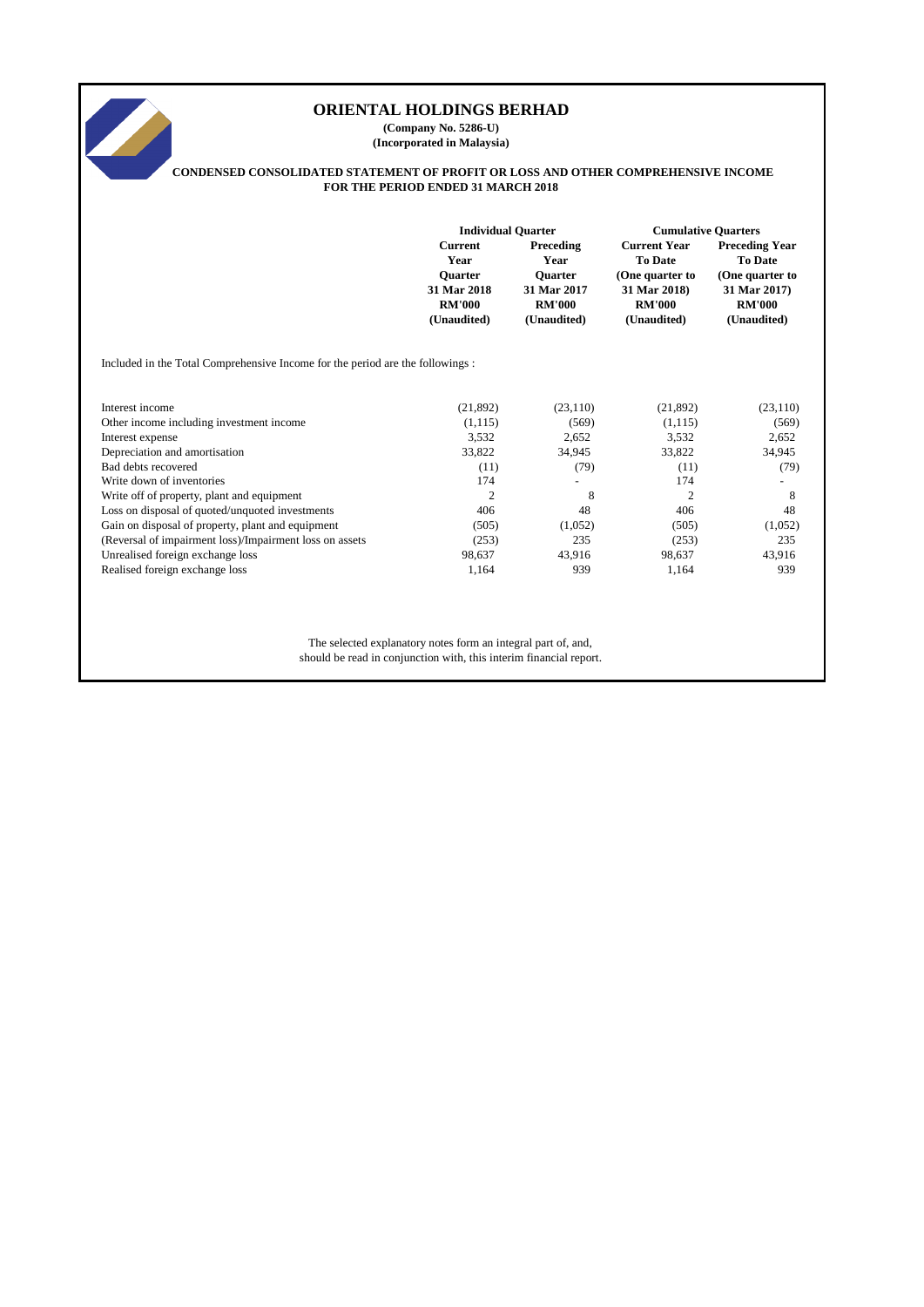# ORIENTAL HOLDINGS BERHAD

**(Company No. 5286-U)**
**(Incorporated in Malaysia)**

**CONDENSED CONSOLIDATED STATEMENT OF PROFIT OR LOSS AND OTHER COMPREHENSIVE INCOME FOR THE PERIOD ENDED 31 MARCH 2018**

| | Individual Quarter | | Cumulative Quarters | |
|---|---|---|---|---|
| | Current Year Quarter 31 Mar 2018 RM'000 (Unaudited) | Preceding Year Quarter 31 Mar 2017 RM'000 (Unaudited) | Current Year To Date (One quarter to 31 Mar 2018) RM'000 (Unaudited) | Preceding Year To Date (One quarter to 31 Mar 2017) RM'000 (Unaudited) |
| Included in the Total Comprehensive Income for the period are the followings : | | | | |
| Interest income | (21,892) | (23,110) | (21,892) | (23,110) |
| Other income including investment income | (1,115) | (569) | (1,115) | (569) |
| Interest expense | 3,532 | 2,652 | 3,532 | 2,652 |
| Depreciation and amortisation | 33,822 | 34,945 | 33,822 | 34,945 |
| Bad debts recovered | (11) | (79) | (11) | (79) |
| Write down of inventories | 174 | - | 174 | - |
| Write off of property, plant and equipment | 2 | 8 | 2 | 8 |
| Loss on disposal of quoted/unquoted investments | 406 | 48 | 406 | 48 |
| Gain on disposal of property, plant and equipment | (505) | (1,052) | (505) | (1,052) |
| (Reversal of impairment loss)/Impairment loss on assets | (253) | 235 | (253) | 235 |
| Unrealised foreign exchange loss | 98,637 | 43,916 | 98,637 | 43,916 |
| Realised foreign exchange loss | 1,164 | 939 | 1,164 | 939 |

The selected explanatory notes form an integral part of, and, should be read in conjunction with, this interim financial report.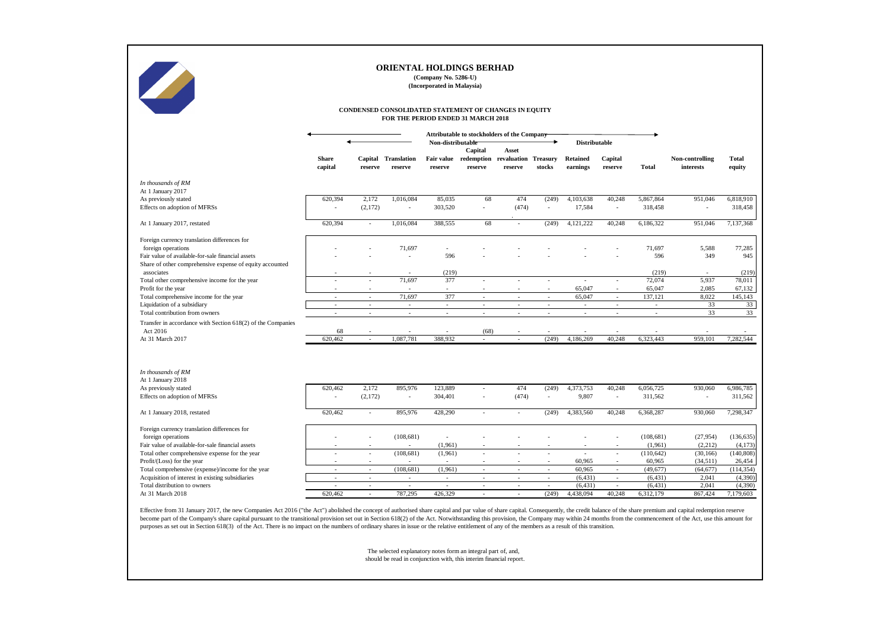# ORIENTAL HOLDINGS BERHAD

**(Company No. 5286-U)**
**(Incorporated in Malaysia)**

## CONDENSED CONSOLIDATED STATEMENT OF CHANGES IN EQUITY FOR THE PERIOD ENDED 31 MARCH 2018

| | Attributable to stockholders of the Company | | | | | | | | | | | |
|---|---|---|---|---|---|---|---|---|---|---|---|---|
| | Non-distributable | | | | | | | Distributable | | | | |
| | Share capital | Capital reserve | Translation reserve | Fair value reserve | Capital redemption reserve | Asset revaluation reserve | Treasury stocks | Retained earnings | Capital reserve | Total | Non-controlling interests | Total equity |
| *In thousands of RM* | | | | | | | | | | | | |
| At 1 January 2017 | | | | | | | | | | | | |
| As previously stated | 620,394 | 2,172 | 1,016,084 | 85,035 | 68 | 474 | (249) | 4,103,638 | 40,248 | 5,867,864 | 951,046 | 6,818,910 |
| Effects on adoption of MFRSs | - | (2,172) | - | 303,520 | - | (474) | - | 17,584 | - | 318,458 | - | 318,458 |
| At 1 January 2017, restated | 620,394 | - | 1,016,084 | 388,555 | 68 | - | (249) | 4,121,222 | 40,248 | 6,186,322 | 951,046 | 7,137,368 |
| Foreign currency translation differences for foreign operations | - | - | 71,697 | - | - | - | - | - | - | 71,697 | 5,588 | 77,285 |
| Fair value of available-for-sale financial assets | - | - | - | 596 | - | - | - | - | - | 596 | 349 | 945 |
| Share of other comprehensive expense of equity accounted associates | - | - | - | (219) | | | | | | (219) | - | (219) |
| Total other comprehensive income for the year | - | - | 71,697 | 377 | - | - | - | - | - | 72,074 | 5,937 | 78,011 |
| Profit for the year | - | - | - | - | - | - | - | 65,047 | - | 65,047 | 2,085 | 67,132 |
| Total comprehensive income for the year | - | - | 71,697 | 377 | - | - | - | 65,047 | - | 137,121 | 8,022 | 145,143 |
| Liquidation of a subsidiary | - | - | - | - | - | - | - | - | - | - | 33 | 33 |
| Total contribution from owners | - | - | - | - | - | - | - | - | - | - | 33 | 33 |
| Transfer in accordance with Section 618(2) of the Companies Act 2016 | 68 | - | - | - | (68) | - | - | - | - | - | - | - |
| At 31 March 2017 | 620,462 | - | 1,087,781 | 388,932 | - | - | (249) | 4,186,269 | 40,248 | 6,323,443 | 959,101 | 7,282,544 |
| | | | | | | | | | | | | |
| *In thousands of RM* | | | | | | | | | | | | |
| At 1 January 2018 | | | | | | | | | | | | |
| As previously stated | 620,462 | 2,172 | 895,976 | 123,889 | - | 474 | (249) | 4,373,753 | 40,248 | 6,056,725 | 930,060 | 6,986,785 |
| Effects on adoption of MFRSs | - | (2,172) | - | 304,401 | - | (474) | - | 9,807 | - | 311,562 | - | 311,562 |
| At 1 January 2018, restated | 620,462 | - | 895,976 | 428,290 | - | - | (249) | 4,383,560 | 40,248 | 6,368,287 | 930,060 | 7,298,347 |
| Foreign currency translation differences for foreign operations | - | - | (108,681) | - | - | - | - | - | - | (108,681) | (27,954) | (136,635) |
| Fair value of available-for-sale financial assets | - | - | - | (1,961) | - | - | - | - | - | (1,961) | (2,212) | (4,173) |
| Total other comprehensive expense for the year | - | - | (108,681) | (1,961) | - | - | - | - | - | (110,642) | (30,166) | (140,808) |
| Profit/(Loss) for the year | - | - | - | - | - | - | - | 60,965 | - | 60,965 | (34,511) | 26,454 |
| Total comprehensive (expense)/income for the year | - | - | (108,681) | (1,961) | - | - | - | 60,965 | - | (49,677) | (64,677) | (114,354) |
| Acquisition of interest in existing subsidiaries | - | - | - | - | - | - | - | (6,431) | - | (6,431) | 2,041 | (4,390) |
| Total distribution to owners | - | - | - | - | - | - | - | (6,431) | - | (6,431) | 2,041 | (4,390) |
| At 31 March 2018 | 620,462 | - | 787,295 | 426,329 | - | - | (249) | 4,438,094 | 40,248 | 6,312,179 | 867,424 | 7,179,603 |

Effective from 31 January 2017, the new Companies Act 2016 ("the Act") abolished the concept of authorised share capital and par value of share capital. Consequently, the credit balance of the share premium and capital redemption reserve become part of the Company's share capital pursuant to the transitional provision set out in Section 618(2) of the Act. Notwithstanding this provision, the Company may within 24 months from the commencement of the Act, use this amount for purposes as set out in Section 618(3) of the Act. There is no impact on the numbers of ordinary shares in issue or the relative entitlement of any of the members as a result of this transition.

The selected explanatory notes form an integral part of, and, should be read in conjunction with, this interim financial report.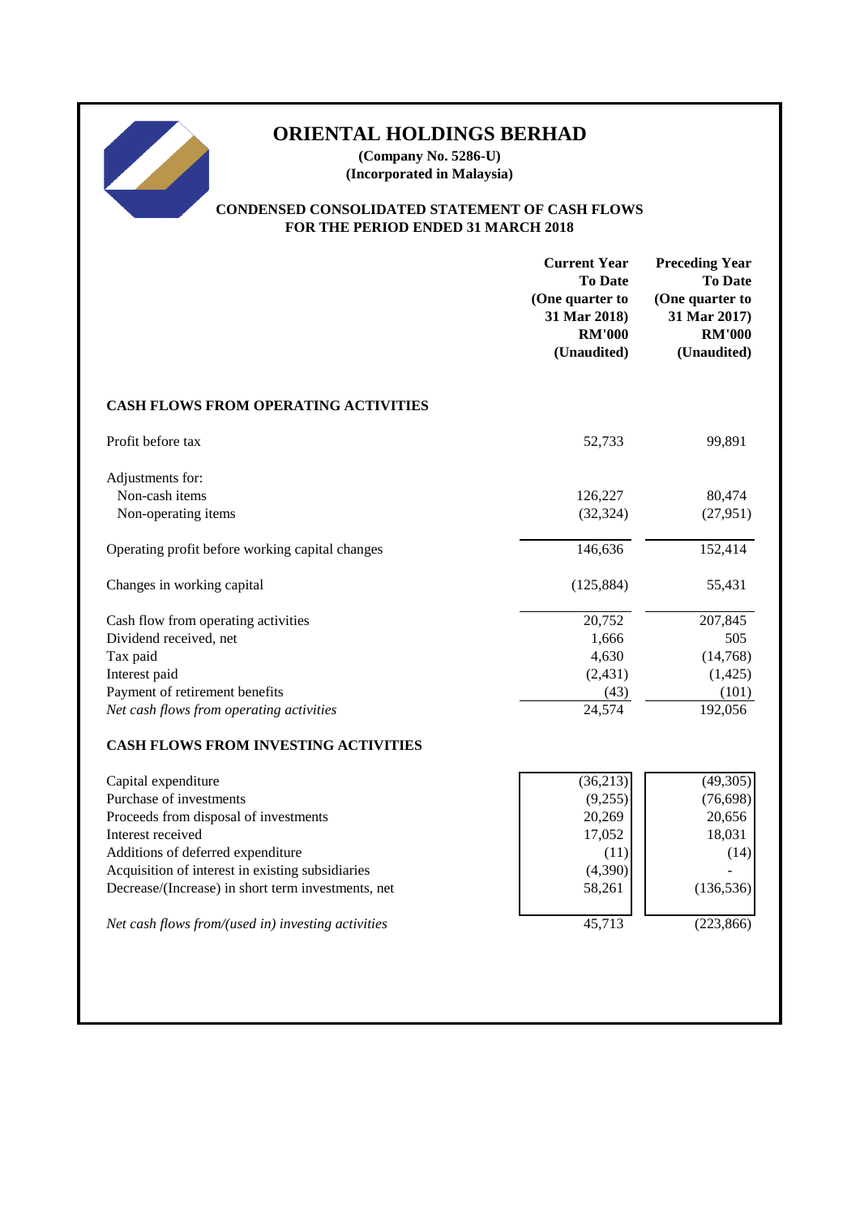# ORIENTAL HOLDINGS BERHAD

**(Company No. 5286-U)**
**(Incorporated in Malaysia)**

## CONDENSED CONSOLIDATED STATEMENT OF CASH FLOWS
## FOR THE PERIOD ENDED 31 MARCH 2018

| | Current Year To Date (One quarter to 31 Mar 2018) RM'000 (Unaudited) | Preceding Year To Date (One quarter to 31 Mar 2017) RM'000 (Unaudited) |
|---|---|---|
| **CASH FLOWS FROM OPERATING ACTIVITIES** | | |
| Profit before tax | 52,733 | 99,891 |
| Adjustments for: | | |
| Non-cash items | 126,227 | 80,474 |
| Non-operating items | (32,324) | (27,951) |
| Operating profit before working capital changes | 146,636 | 152,414 |
| Changes in working capital | (125,884) | 55,431 |
| Cash flow from operating activities | 20,752 | 207,845 |
| Dividend received, net | 1,666 | 505 |
| Tax paid | 4,630 | (14,768) |
| Interest paid | (2,431) | (1,425) |
| Payment of retirement benefits | (43) | (101) |
| *Net cash flows from operating activities* | 24,574 | 192,056 |
| **CASH FLOWS FROM INVESTING ACTIVITIES** | | |
| Capital expenditure | (36,213) | (49,305) |
| Purchase of investments | (9,255) | (76,698) |
| Proceeds from disposal of investments | 20,269 | 20,656 |
| Interest received | 17,052 | 18,031 |
| Additions of deferred expenditure | (11) | (14) |
| Acquisition of interest in existing subsidiaries | (4,390) | - |
| Decrease/(Increase) in short term investments, net | 58,261 | (136,536) |
| *Net cash flows from/(used in) investing activities* | 45,713 | (223,866) |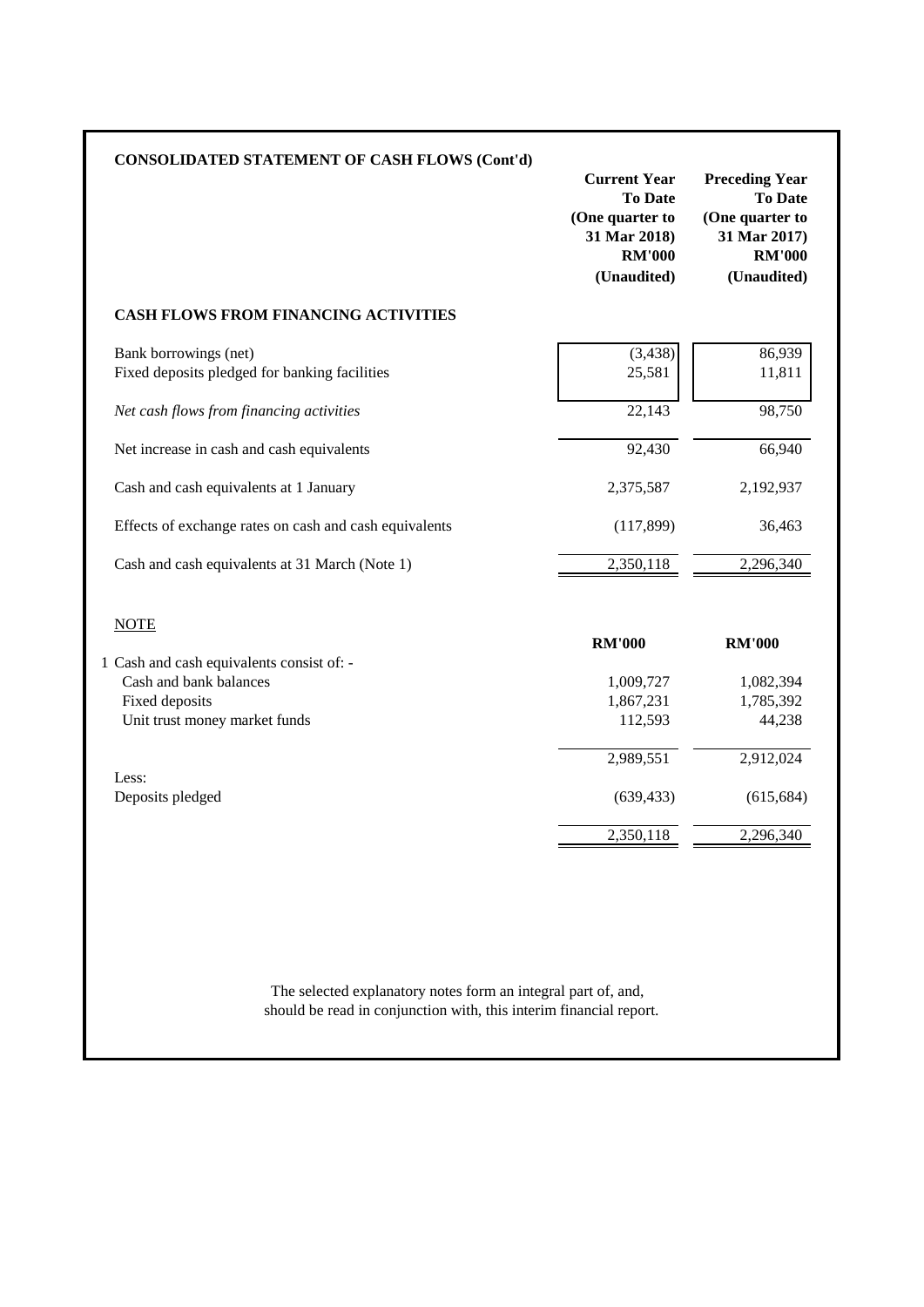## CONSOLIDATED STATEMENT OF CASH FLOWS (Cont'd)

| | Current Year To Date (One quarter to 31 Mar 2018) RM'000 (Unaudited) | Preceding Year To Date (One quarter to 31 Mar 2017) RM'000 (Unaudited) |
|---|---|---|
| **CASH FLOWS FROM FINANCING ACTIVITIES** | | |
| Bank borrowings (net) | (3,438) | 86,939 |
| Fixed deposits pledged for banking facilities | 25,581 | 11,811 |
| *Net cash flows from financing activities* | 22,143 | 98,750 |
| Net increase in cash and cash equivalents | 92,430 | 66,940 |
| Cash and cash equivalents at 1 January | 2,375,587 | 2,192,937 |
| Effects of exchange rates on cash and cash equivalents | (117,899) | 36,463 |
| Cash and cash equivalents at 31 March (Note 1) | 2,350,118 | 2,296,340 |

NOTE

| | RM'000 | RM'000 |
|---|---|---|
| 1 Cash and cash equivalents consist of: - | | |
| Cash and bank balances | 1,009,727 | 1,082,394 |
| Fixed deposits | 1,867,231 | 1,785,392 |
| Unit trust money market funds | 112,593 | 44,238 |
| | 2,989,551 | 2,912,024 |
| Less: | | |
| Deposits pledged | (639,433) | (615,684) |
| | 2,350,118 | 2,296,340 |

The selected explanatory notes form an integral part of, and, should be read in conjunction with, this interim financial report.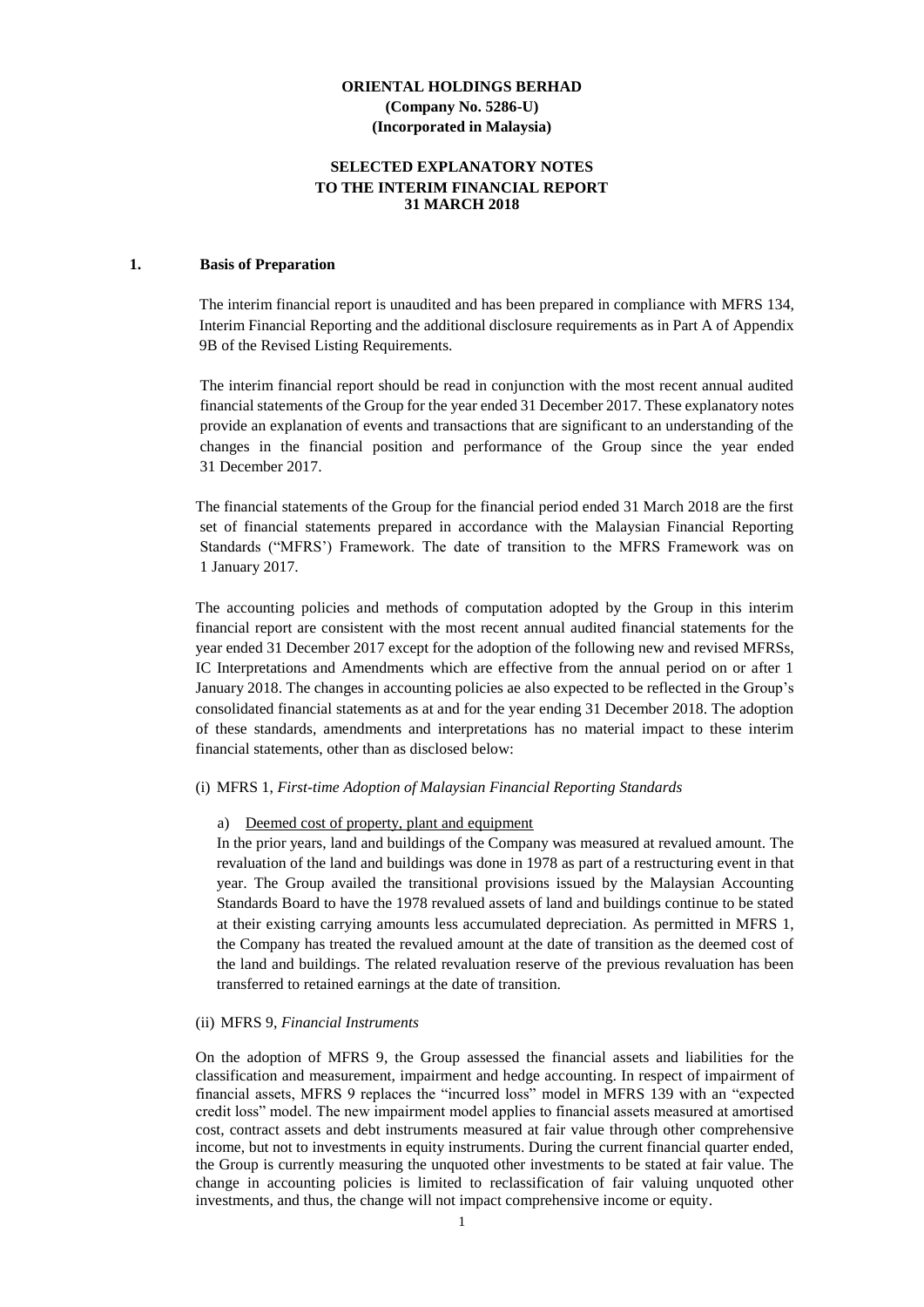**ORIENTAL HOLDINGS BERHAD**
**(Company No. 5286-U)**
**(Incorporated in Malaysia)**

**SELECTED EXPLANATORY NOTES**
**TO THE INTERIM FINANCIAL REPORT**
**31 MARCH 2018**

## 1. Basis of Preparation

The interim financial report is unaudited and has been prepared in compliance with MFRS 134, Interim Financial Reporting and the additional disclosure requirements as in Part A of Appendix 9B of the Revised Listing Requirements.

The interim financial report should be read in conjunction with the most recent annual audited financial statements of the Group for the year ended 31 December 2017. These explanatory notes provide an explanation of events and transactions that are significant to an understanding of the changes in the financial position and performance of the Group since the year ended 31 December 2017.

The financial statements of the Group for the financial period ended 31 March 2018 are the first set of financial statements prepared in accordance with the Malaysian Financial Reporting Standards ("MFRS') Framework. The date of transition to the MFRS Framework was on 1 January 2017.

The accounting policies and methods of computation adopted by the Group in this interim financial report are consistent with the most recent annual audited financial statements for the year ended 31 December 2017 except for the adoption of the following new and revised MFRSs, IC Interpretations and Amendments which are effective from the annual period on or after 1 January 2018. The changes in accounting policies ae also expected to be reflected in the Group's consolidated financial statements as at and for the year ending 31 December 2018. The adoption of these standards, amendments and interpretations has no material impact to these interim financial statements, other than as disclosed below:

(i) MFRS 1, *First-time Adoption of Malaysian Financial Reporting Standards*

a) Deemed cost of property, plant and equipment

In the prior years, land and buildings of the Company was measured at revalued amount. The revaluation of the land and buildings was done in 1978 as part of a restructuring event in that year. The Group availed the transitional provisions issued by the Malaysian Accounting Standards Board to have the 1978 revalued assets of land and buildings continue to be stated at their existing carrying amounts less accumulated depreciation. As permitted in MFRS 1, the Company has treated the revalued amount at the date of transition as the deemed cost of the land and buildings. The related revaluation reserve of the previous revaluation has been transferred to retained earnings at the date of transition.

(ii) MFRS 9, *Financial Instruments*

On the adoption of MFRS 9, the Group assessed the financial assets and liabilities for the classification and measurement, impairment and hedge accounting. In respect of impairment of financial assets, MFRS 9 replaces the "incurred loss" model in MFRS 139 with an "expected credit loss" model. The new impairment model applies to financial assets measured at amortised cost, contract assets and debt instruments measured at fair value through other comprehensive income, but not to investments in equity instruments. During the current financial quarter ended, the Group is currently measuring the unquoted other investments to be stated at fair value. The change in accounting policies is limited to reclassification of fair valuing unquoted other investments, and thus, the change will not impact comprehensive income or equity.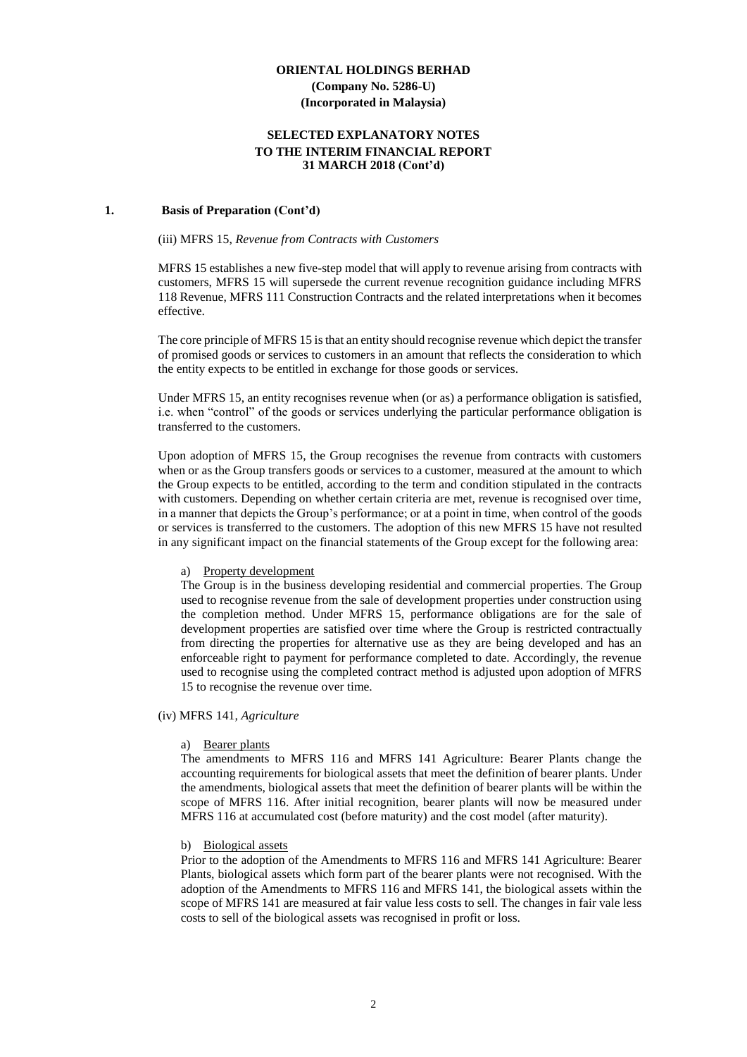**ORIENTAL HOLDINGS BERHAD**
**(Company No. 5286-U)**
**(Incorporated in Malaysia)**

**SELECTED EXPLANATORY NOTES**
**TO THE INTERIM FINANCIAL REPORT**
**31 MARCH 2018 (Cont'd)**

**1. Basis of Preparation (Cont'd)**

(iii) MFRS 15, *Revenue from Contracts with Customers*

MFRS 15 establishes a new five-step model that will apply to revenue arising from contracts with customers, MFRS 15 will supersede the current revenue recognition guidance including MFRS 118 Revenue, MFRS 111 Construction Contracts and the related interpretations when it becomes effective.

The core principle of MFRS 15 is that an entity should recognise revenue which depict the transfer of promised goods or services to customers in an amount that reflects the consideration to which the entity expects to be entitled in exchange for those goods or services.

Under MFRS 15, an entity recognises revenue when (or as) a performance obligation is satisfied, i.e. when "control" of the goods or services underlying the particular performance obligation is transferred to the customers.

Upon adoption of MFRS 15, the Group recognises the revenue from contracts with customers when or as the Group transfers goods or services to a customer, measured at the amount to which the Group expects to be entitled, according to the term and condition stipulated in the contracts with customers. Depending on whether certain criteria are met, revenue is recognised over time, in a manner that depicts the Group's performance; or at a point in time, when control of the goods or services is transferred to the customers. The adoption of this new MFRS 15 have not resulted in any significant impact on the financial statements of the Group except for the following area:

a) Property development

The Group is in the business developing residential and commercial properties. The Group used to recognise revenue from the sale of development properties under construction using the completion method. Under MFRS 15, performance obligations are for the sale of development properties are satisfied over time where the Group is restricted contractually from directing the properties for alternative use as they are being developed and has an enforceable right to payment for performance completed to date. Accordingly, the revenue used to recognise using the completed contract method is adjusted upon adoption of MFRS 15 to recognise the revenue over time.

(iv) MFRS 141, *Agriculture*

a) Bearer plants

The amendments to MFRS 116 and MFRS 141 Agriculture: Bearer Plants change the accounting requirements for biological assets that meet the definition of bearer plants. Under the amendments, biological assets that meet the definition of bearer plants will be within the scope of MFRS 116. After initial recognition, bearer plants will now be measured under MFRS 116 at accumulated cost (before maturity) and the cost model (after maturity).

b) Biological assets

Prior to the adoption of the Amendments to MFRS 116 and MFRS 141 Agriculture: Bearer Plants, biological assets which form part of the bearer plants were not recognised. With the adoption of the Amendments to MFRS 116 and MFRS 141, the biological assets within the scope of MFRS 141 are measured at fair value less costs to sell. The changes in fair vale less costs to sell of the biological assets was recognised in profit or loss.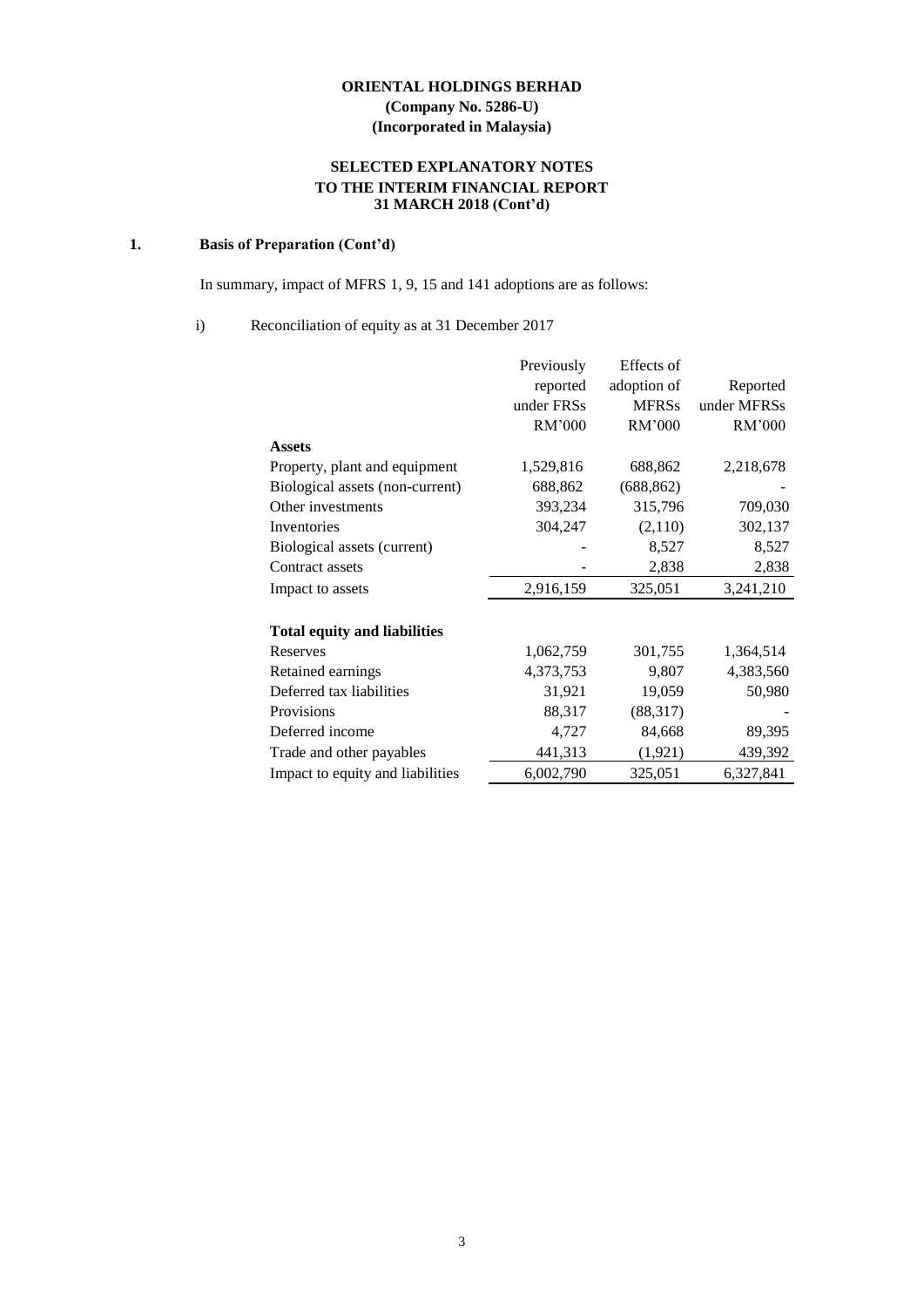**ORIENTAL HOLDINGS BERHAD**
**(Company No. 5286-U)**
**(Incorporated in Malaysia)**

**SELECTED EXPLANATORY NOTES**
**TO THE INTERIM FINANCIAL REPORT**
**31 MARCH 2018 (Cont'd)**

## 1. Basis of Preparation (Cont'd)

In summary, impact of MFRS 1, 9, 15 and 141 adoptions are as follows:

i) Reconciliation of equity as at 31 December 2017

| | Previously reported under FRSs RM'000 | Effects of adoption of MFRSs RM'000 | Reported under MFRSs RM'000 |
|---|---|---|---|
| **Assets** | | | |
| Property, plant and equipment | 1,529,816 | 688,862 | 2,218,678 |
| Biological assets (non-current) | 688,862 | (688,862) | - |
| Other investments | 393,234 | 315,796 | 709,030 |
| Inventories | 304,247 | (2,110) | 302,137 |
| Biological assets (current) | - | 8,527 | 8,527 |
| Contract assets | - | 2,838 | 2,838 |
| Impact to assets | 2,916,159 | 325,051 | 3,241,210 |
| | | | |
| **Total equity and liabilities** | | | |
| Reserves | 1,062,759 | 301,755 | 1,364,514 |
| Retained earnings | 4,373,753 | 9,807 | 4,383,560 |
| Deferred tax liabilities | 31,921 | 19,059 | 50,980 |
| Provisions | 88,317 | (88,317) | - |
| Deferred income | 4,727 | 84,668 | 89,395 |
| Trade and other payables | 441,313 | (1,921) | 439,392 |
| Impact to equity and liabilities | 6,002,790 | 325,051 | 6,327,841 |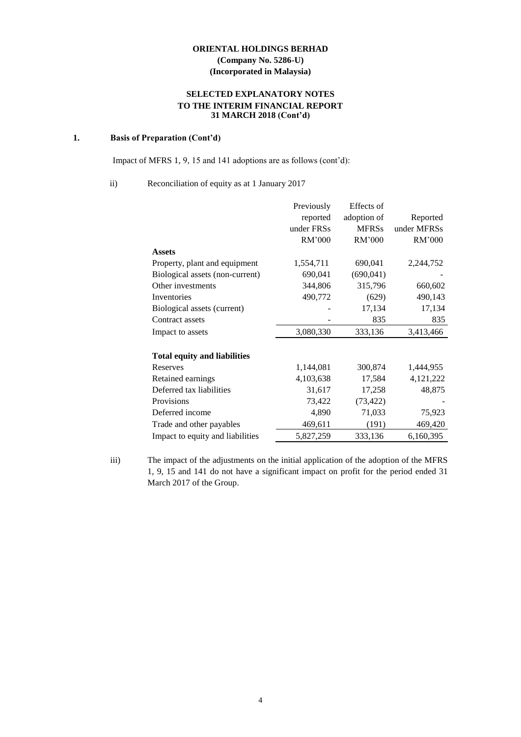**ORIENTAL HOLDINGS BERHAD**
**(Company No. 5286-U)**
**(Incorporated in Malaysia)**

**SELECTED EXPLANATORY NOTES**
**TO THE INTERIM FINANCIAL REPORT**
**31 MARCH 2018 (Cont'd)**

## 1. Basis of Preparation (Cont'd)

Impact of MFRS 1, 9, 15 and 141 adoptions are as follows (cont'd):

ii) Reconciliation of equity as at 1 January 2017

| | Previously reported under FRSs RM'000 | Effects of adoption of MFRSs RM'000 | Reported under MFRSs RM'000 |
|---|---|---|---|
| **Assets** | | | |
| Property, plant and equipment | 1,554,711 | 690,041 | 2,244,752 |
| Biological assets (non-current) | 690,041 | (690,041) | - |
| Other investments | 344,806 | 315,796 | 660,602 |
| Inventories | 490,772 | (629) | 490,143 |
| Biological assets (current) | - | 17,134 | 17,134 |
| Contract assets | - | 835 | 835 |
| Impact to assets | 3,080,330 | 333,136 | 3,413,466 |
| | | | |
| **Total equity and liabilities** | | | |
| Reserves | 1,144,081 | 300,874 | 1,444,955 |
| Retained earnings | 4,103,638 | 17,584 | 4,121,222 |
| Deferred tax liabilities | 31,617 | 17,258 | 48,875 |
| Provisions | 73,422 | (73,422) | - |
| Deferred income | 4,890 | 71,033 | 75,923 |
| Trade and other payables | 469,611 | (191) | 469,420 |
| Impact to equity and liabilities | 5,827,259 | 333,136 | 6,160,395 |

iii) The impact of the adjustments on the initial application of the adoption of the MFRS 1, 9, 15 and 141 do not have a significant impact on profit for the period ended 31 March 2017 of the Group.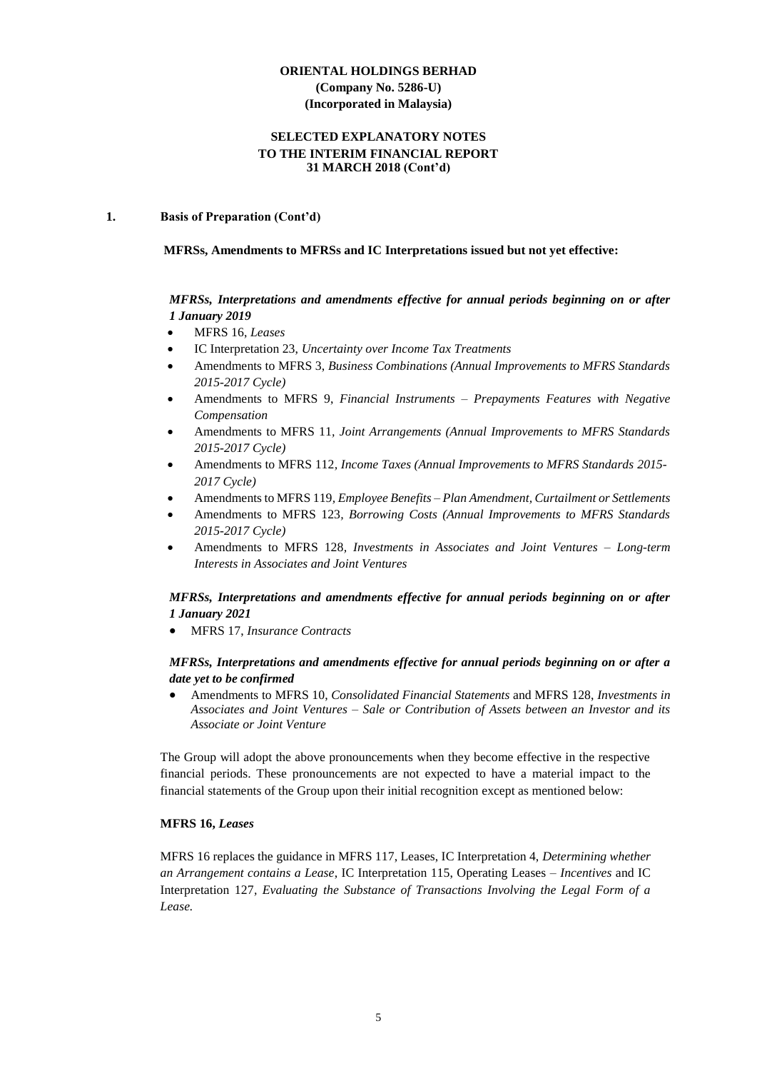**1. Basis of Preparation (Cont'd)**

**MFRSs, Amendments to MFRSs and IC Interpretations issued but not yet effective:**

***MFRSs, Interpretations and amendments effective for annual periods beginning on or after 1 January 2019***

- MFRS 16, *Leases*
- IC Interpretation 23, *Uncertainty over Income Tax Treatments*
- Amendments to MFRS 3, *Business Combinations (Annual Improvements to MFRS Standards 2015-2017 Cycle)*
- Amendments to MFRS 9, *Financial Instruments – Prepayments Features with Negative Compensation*
- Amendments to MFRS 11, *Joint Arrangements (Annual Improvements to MFRS Standards 2015-2017 Cycle)*
- Amendments to MFRS 112, *Income Taxes (Annual Improvements to MFRS Standards 2015-2017 Cycle)*
- Amendments to MFRS 119, *Employee Benefits – Plan Amendment, Curtailment or Settlements*
- Amendments to MFRS 123, *Borrowing Costs (Annual Improvements to MFRS Standards 2015-2017 Cycle)*
- Amendments to MFRS 128, *Investments in Associates and Joint Ventures – Long-term Interests in Associates and Joint Ventures*

***MFRSs, Interpretations and amendments effective for annual periods beginning on or after 1 January 2021***

- MFRS 17, *Insurance Contracts*

***MFRSs, Interpretations and amendments effective for annual periods beginning on or after a date yet to be confirmed***

- Amendments to MFRS 10, *Consolidated Financial Statements* and MFRS 128, *Investments in Associates and Joint Ventures – Sale or Contribution of Assets between an Investor and its Associate or Joint Venture*

The Group will adopt the above pronouncements when they become effective in the respective financial periods. These pronouncements are not expected to have a material impact to the financial statements of the Group upon their initial recognition except as mentioned below:

**MFRS 16, *Leases***

MFRS 16 replaces the guidance in MFRS 117, Leases, IC Interpretation 4, *Determining whether an Arrangement contains a Lease*, IC Interpretation 115, Operating Leases – *Incentives* and IC Interpretation 127, *Evaluating the Substance of Transactions Involving the Legal Form of a Lease.*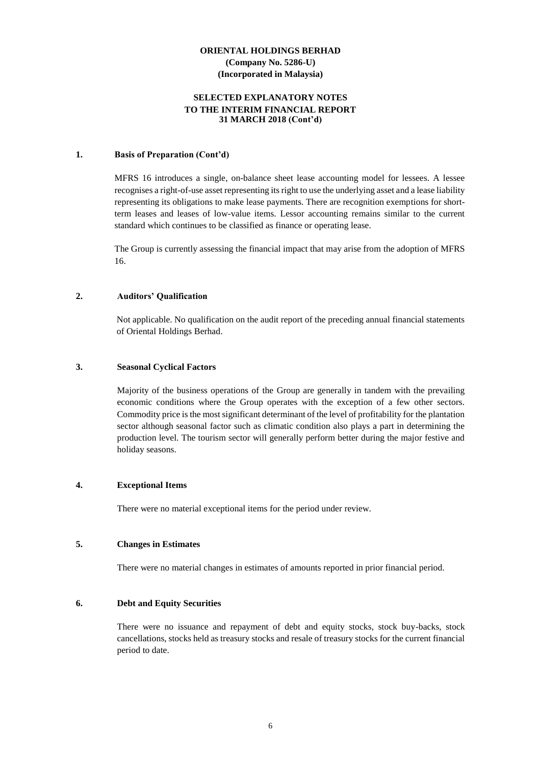**ORIENTAL HOLDINGS BERHAD**
**(Company No. 5286-U)**
**(Incorporated in Malaysia)**

**SELECTED EXPLANATORY NOTES**
**TO THE INTERIM FINANCIAL REPORT**
**31 MARCH 2018 (Cont'd)**

## 1. Basis of Preparation (Cont'd)

MFRS 16 introduces a single, on-balance sheet lease accounting model for lessees. A lessee recognises a right-of-use asset representing its right to use the underlying asset and a lease liability representing its obligations to make lease payments. There are recognition exemptions for short-term leases and leases of low-value items. Lessor accounting remains similar to the current standard which continues to be classified as finance or operating lease.

The Group is currently assessing the financial impact that may arise from the adoption of MFRS 16.

## 2. Auditors' Qualification

Not applicable. No qualification on the audit report of the preceding annual financial statements of Oriental Holdings Berhad.

## 3. Seasonal Cyclical Factors

Majority of the business operations of the Group are generally in tandem with the prevailing economic conditions where the Group operates with the exception of a few other sectors. Commodity price is the most significant determinant of the level of profitability for the plantation sector although seasonal factor such as climatic condition also plays a part in determining the production level. The tourism sector will generally perform better during the major festive and holiday seasons.

## 4. Exceptional Items

There were no material exceptional items for the period under review.

## 5. Changes in Estimates

There were no material changes in estimates of amounts reported in prior financial period.

## 6. Debt and Equity Securities

There were no issuance and repayment of debt and equity stocks, stock buy-backs, stock cancellations, stocks held as treasury stocks and resale of treasury stocks for the current financial period to date.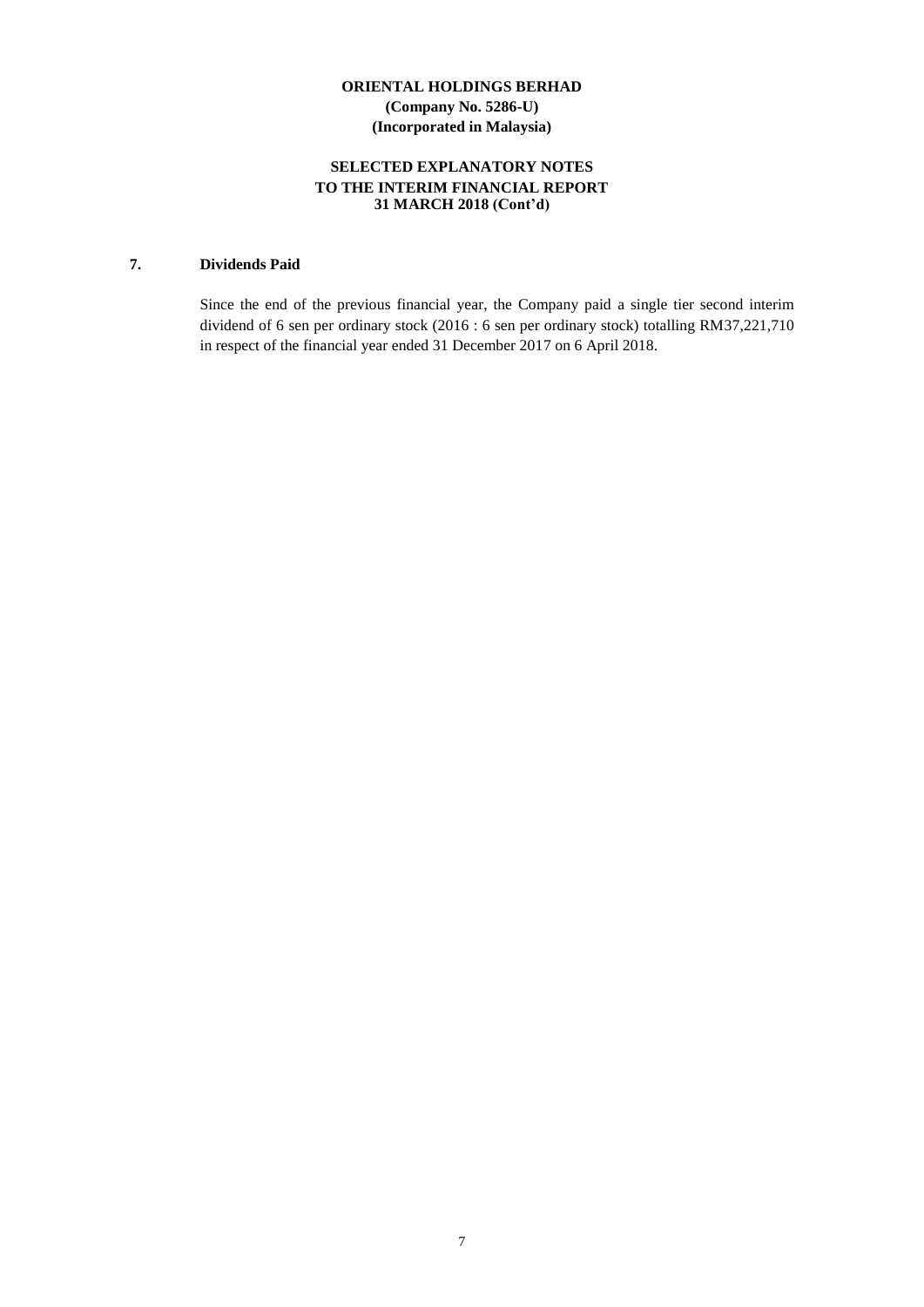## 7. Dividends Paid

Since the end of the previous financial year, the Company paid a single tier second interim dividend of 6 sen per ordinary stock (2016 : 6 sen per ordinary stock) totalling RM37,221,710 in respect of the financial year ended 31 December 2017 on 6 April 2018.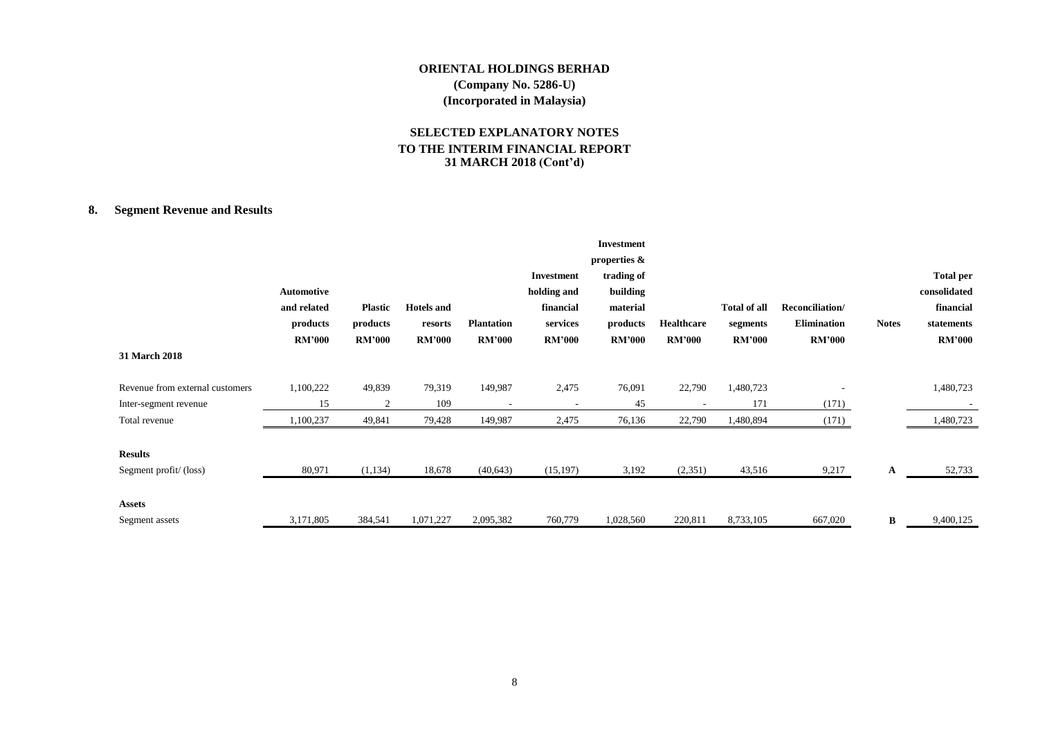**ORIENTAL HOLDINGS BERHAD**
**(Company No. 5286-U)**
**(Incorporated in Malaysia)**

**SELECTED EXPLANATORY NOTES**
**TO THE INTERIM FINANCIAL REPORT**
**31 MARCH 2018 (Cont'd)**

## 8. Segment Revenue and Results

| | Automotive and related products RM'000 | Plastic products RM'000 | Hotels and resorts RM'000 | Plantation RM'000 | Investment holding and financial services RM'000 | Investment properties & trading of building material products RM'000 | Healthcare RM'000 | Total of all segments RM'000 | Reconciliation/ Elimination RM'000 | Notes | Total per consolidated financial statements RM'000 |
|---|---|---|---|---|---|---|---|---|---|---|---|
| **31 March 2018** | | | | | | | | | | | |
| Revenue from external customers | 1,100,222 | 49,839 | 79,319 | 149,987 | 2,475 | 76,091 | 22,790 | 1,480,723 | - | | 1,480,723 |
| Inter-segment revenue | 15 | 2 | 109 | - | - | 45 | - | 171 | (171) | | - |
| Total revenue | 1,100,237 | 49,841 | 79,428 | 149,987 | 2,475 | 76,136 | 22,790 | 1,480,894 | (171) | | 1,480,723 |
| **Results** | | | | | | | | | | | |
| Segment profit/ (loss) | 80,971 | (1,134) | 18,678 | (40,643) | (15,197) | 3,192 | (2,351) | 43,516 | 9,217 | A | 52,733 |
| **Assets** | | | | | | | | | | | |
| Segment assets | 3,171,805 | 384,541 | 1,071,227 | 2,095,382 | 760,779 | 1,028,560 | 220,811 | 8,733,105 | 667,020 | B | 9,400,125 |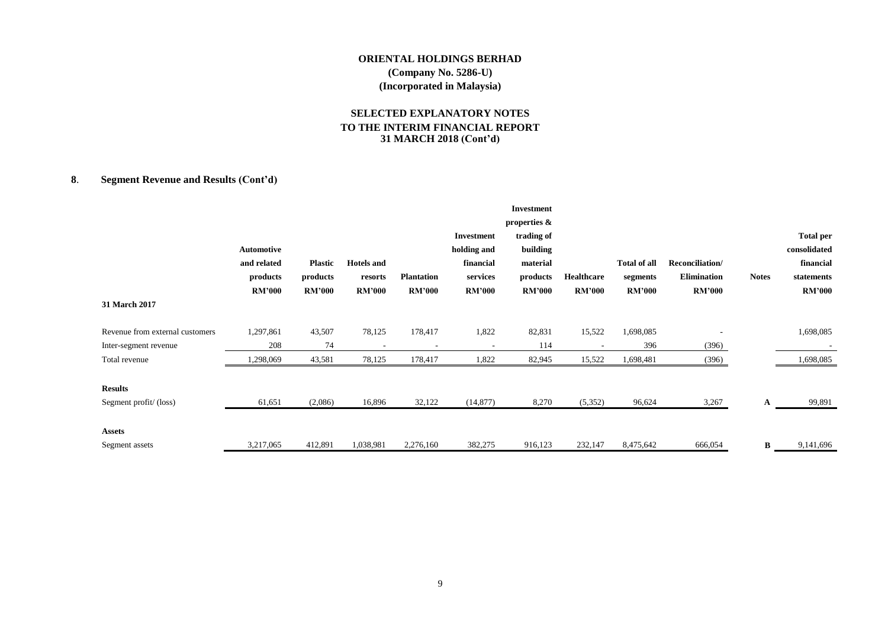**ORIENTAL HOLDINGS BERHAD**
**(Company No. 5286-U)**
**(Incorporated in Malaysia)**

**SELECTED EXPLANATORY NOTES**
**TO THE INTERIM FINANCIAL REPORT**
**31 MARCH 2018 (Cont'd)**

## 8. Segment Revenue and Results (Cont'd)

| | Automotive and related products RM'000 | Plastic products RM'000 | Hotels and resorts RM'000 | Plantation RM'000 | Investment holding and financial services RM'000 | Investment properties & trading of building material products RM'000 | Healthcare RM'000 | Total of all segments RM'000 | Reconciliation/ Elimination RM'000 | Notes | Total per consolidated financial statements RM'000 |
|---|---|---|---|---|---|---|---|---|---|---|---|
| **31 March 2017** | | | | | | | | | | | |
| Revenue from external customers | 1,297,861 | 43,507 | 78,125 | 178,417 | 1,822 | 82,831 | 15,522 | 1,698,085 | - | | 1,698,085 |
| Inter-segment revenue | 208 | 74 | - | - | - | 114 | - | 396 | (396) | | - |
| Total revenue | 1,298,069 | 43,581 | 78,125 | 178,417 | 1,822 | 82,945 | 15,522 | 1,698,481 | (396) | | 1,698,085 |
| **Results** | | | | | | | | | | | |
| Segment profit/ (loss) | 61,651 | (2,086) | 16,896 | 32,122 | (14,877) | 8,270 | (5,352) | 96,624 | 3,267 | A | 99,891 |
| **Assets** | | | | | | | | | | | |
| Segment assets | 3,217,065 | 412,891 | 1,038,981 | 2,276,160 | 382,275 | 916,123 | 232,147 | 8,475,642 | 666,054 | B | 9,141,696 |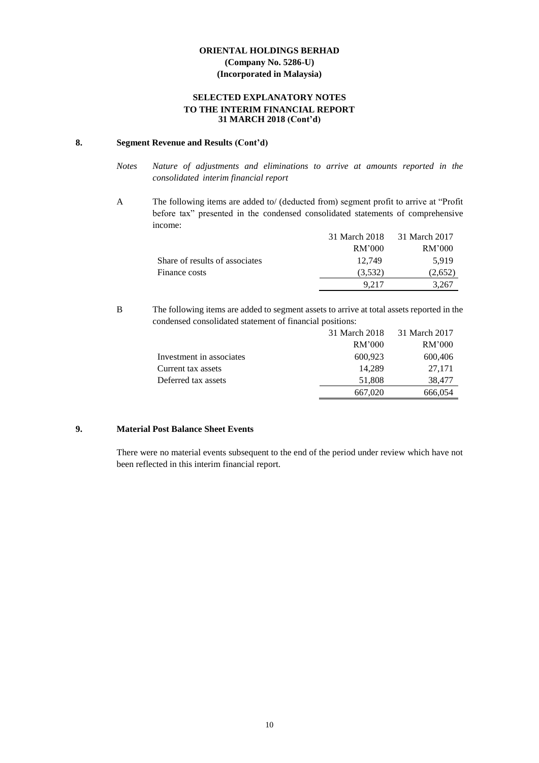**ORIENTAL HOLDINGS BERHAD**
**(Company No. 5286-U)**
**(Incorporated in Malaysia)**

**SELECTED EXPLANATORY NOTES**
**TO THE INTERIM FINANCIAL REPORT**
**31 MARCH 2018 (Cont'd)**

## 8. Segment Revenue and Results (Cont'd)

*Notes Nature of adjustments and eliminations to arrive at amounts reported in the consolidated interim financial report*

A The following items are added to/ (deducted from) segment profit to arrive at "Profit before tax" presented in the condensed consolidated statements of comprehensive income:

| | 31 March 2018 | 31 March 2017 |
|---|---|---|
| | RM'000 | RM'000 |
| Share of results of associates | 12,749 | 5,919 |
| Finance costs | (3,532) | (2,652) |
| | 9,217 | 3,267 |

B The following items are added to segment assets to arrive at total assets reported in the condensed consolidated statement of financial positions:

| | 31 March 2018 | 31 March 2017 |
|---|---|---|
| | RM'000 | RM'000 |
| Investment in associates | 600,923 | 600,406 |
| Current tax assets | 14,289 | 27,171 |
| Deferred tax assets | 51,808 | 38,477 |
| | 667,020 | 666,054 |

## 9. Material Post Balance Sheet Events

There were no material events subsequent to the end of the period under review which have not been reflected in this interim financial report.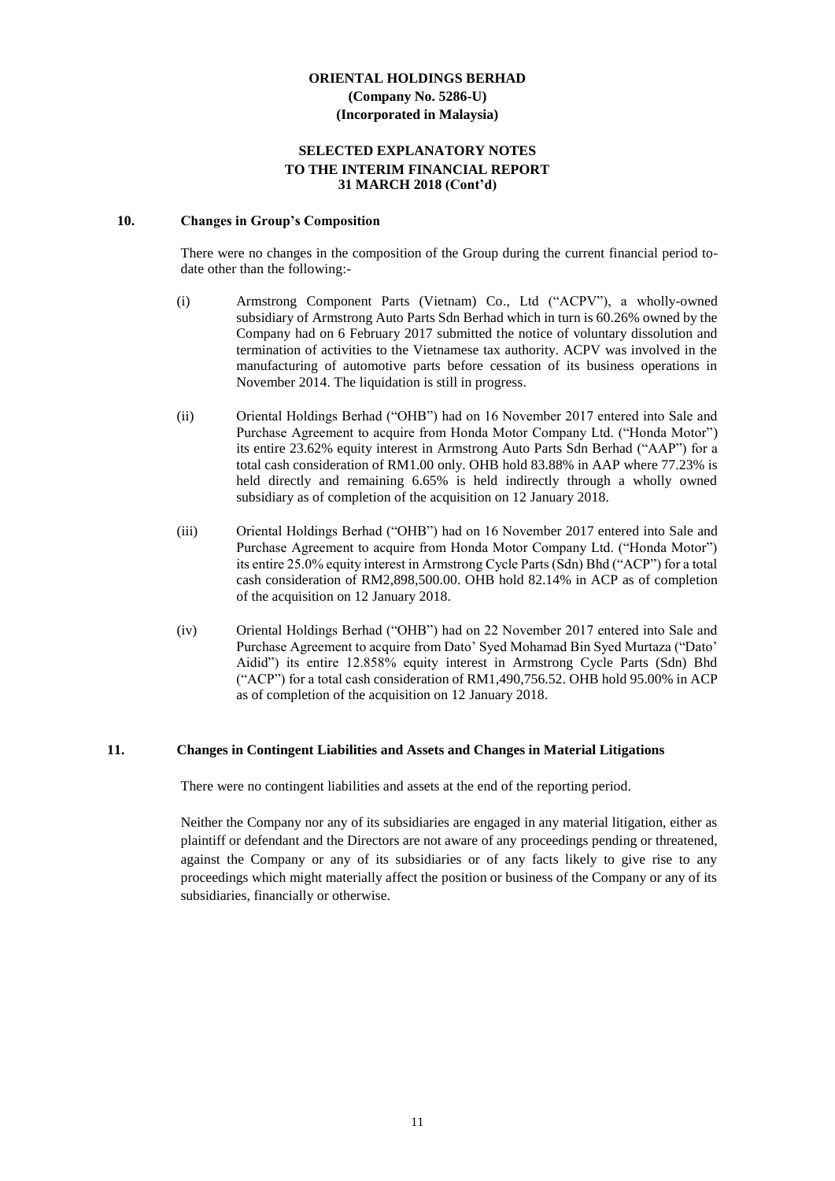**ORIENTAL HOLDINGS BERHAD**
**(Company No. 5286-U)**
**(Incorporated in Malaysia)**

**SELECTED EXPLANATORY NOTES**
**TO THE INTERIM FINANCIAL REPORT**
**31 MARCH 2018 (Cont'd)**

## 10. Changes in Group's Composition

There were no changes in the composition of the Group during the current financial period to-date other than the following:-

(i) Armstrong Component Parts (Vietnam) Co., Ltd ("ACPV"), a wholly-owned subsidiary of Armstrong Auto Parts Sdn Berhad which in turn is 60.26% owned by the Company had on 6 February 2017 submitted the notice of voluntary dissolution and termination of activities to the Vietnamese tax authority. ACPV was involved in the manufacturing of automotive parts before cessation of its business operations in November 2014. The liquidation is still in progress.

(ii) Oriental Holdings Berhad ("OHB") had on 16 November 2017 entered into Sale and Purchase Agreement to acquire from Honda Motor Company Ltd. ("Honda Motor") its entire 23.62% equity interest in Armstrong Auto Parts Sdn Berhad ("AAP") for a total cash consideration of RM1.00 only. OHB hold 83.88% in AAP where 77.23% is held directly and remaining 6.65% is held indirectly through a wholly owned subsidiary as of completion of the acquisition on 12 January 2018.

(iii) Oriental Holdings Berhad ("OHB") had on 16 November 2017 entered into Sale and Purchase Agreement to acquire from Honda Motor Company Ltd. ("Honda Motor") its entire 25.0% equity interest in Armstrong Cycle Parts (Sdn) Bhd ("ACP") for a total cash consideration of RM2,898,500.00. OHB hold 82.14% in ACP as of completion of the acquisition on 12 January 2018.

(iv) Oriental Holdings Berhad ("OHB") had on 22 November 2017 entered into Sale and Purchase Agreement to acquire from Dato' Syed Mohamad Bin Syed Murtaza ("Dato' Aidid") its entire 12.858% equity interest in Armstrong Cycle Parts (Sdn) Bhd ("ACP") for a total cash consideration of RM1,490,756.52. OHB hold 95.00% in ACP as of completion of the acquisition on 12 January 2018.

## 11. Changes in Contingent Liabilities and Assets and Changes in Material Litigations

There were no contingent liabilities and assets at the end of the reporting period.

Neither the Company nor any of its subsidiaries are engaged in any material litigation, either as plaintiff or defendant and the Directors are not aware of any proceedings pending or threatened, against the Company or any of its subsidiaries or of any facts likely to give rise to any proceedings which might materially affect the position or business of the Company or any of its subsidiaries, financially or otherwise.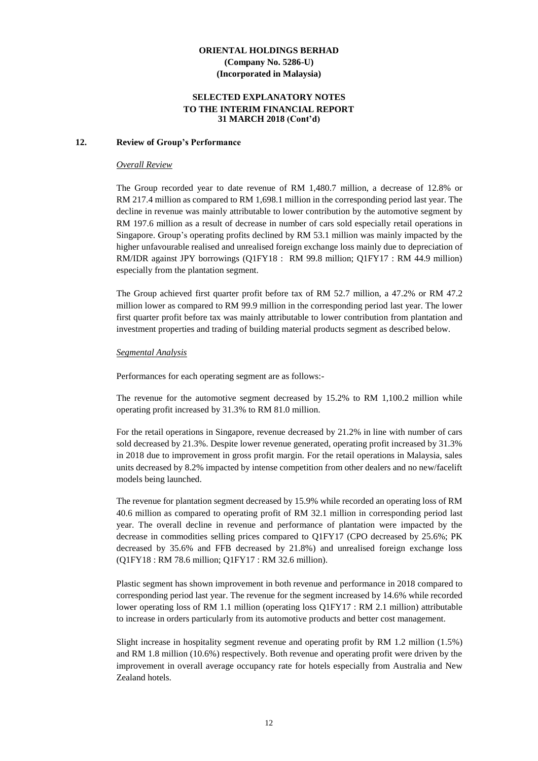**ORIENTAL HOLDINGS BERHAD**
**(Company No. 5286-U)**
**(Incorporated in Malaysia)**

**SELECTED EXPLANATORY NOTES**
**TO THE INTERIM FINANCIAL REPORT**
**31 MARCH 2018 (Cont'd)**

## 12. Review of Group's Performance

*Overall Review*

The Group recorded year to date revenue of RM 1,480.7 million, a decrease of 12.8% or RM 217.4 million as compared to RM 1,698.1 million in the corresponding period last year. The decline in revenue was mainly attributable to lower contribution by the automotive segment by RM 197.6 million as a result of decrease in number of cars sold especially retail operations in Singapore. Group's operating profits declined by RM 53.1 million was mainly impacted by the higher unfavourable realised and unrealised foreign exchange loss mainly due to depreciation of RM/IDR against JPY borrowings (Q1FY18 : RM 99.8 million; Q1FY17 : RM 44.9 million) especially from the plantation segment.

The Group achieved first quarter profit before tax of RM 52.7 million, a 47.2% or RM 47.2 million lower as compared to RM 99.9 million in the corresponding period last year. The lower first quarter profit before tax was mainly attributable to lower contribution from plantation and investment properties and trading of building material products segment as described below.

*Segmental Analysis*

Performances for each operating segment are as follows:-

The revenue for the automotive segment decreased by 15.2% to RM 1,100.2 million while operating profit increased by 31.3% to RM 81.0 million.

For the retail operations in Singapore, revenue decreased by 21.2% in line with number of cars sold decreased by 21.3%. Despite lower revenue generated, operating profit increased by 31.3% in 2018 due to improvement in gross profit margin. For the retail operations in Malaysia, sales units decreased by 8.2% impacted by intense competition from other dealers and no new/facelift models being launched.

The revenue for plantation segment decreased by 15.9% while recorded an operating loss of RM 40.6 million as compared to operating profit of RM 32.1 million in corresponding period last year. The overall decline in revenue and performance of plantation were impacted by the decrease in commodities selling prices compared to Q1FY17 (CPO decreased by 25.6%; PK decreased by 35.6% and FFB decreased by 21.8%) and unrealised foreign exchange loss (Q1FY18 : RM 78.6 million; Q1FY17 : RM 32.6 million).

Plastic segment has shown improvement in both revenue and performance in 2018 compared to corresponding period last year. The revenue for the segment increased by 14.6% while recorded lower operating loss of RM 1.1 million (operating loss Q1FY17 : RM 2.1 million) attributable to increase in orders particularly from its automotive products and better cost management.

Slight increase in hospitality segment revenue and operating profit by RM 1.2 million (1.5%) and RM 1.8 million (10.6%) respectively. Both revenue and operating profit were driven by the improvement in overall average occupancy rate for hotels especially from Australia and New Zealand hotels.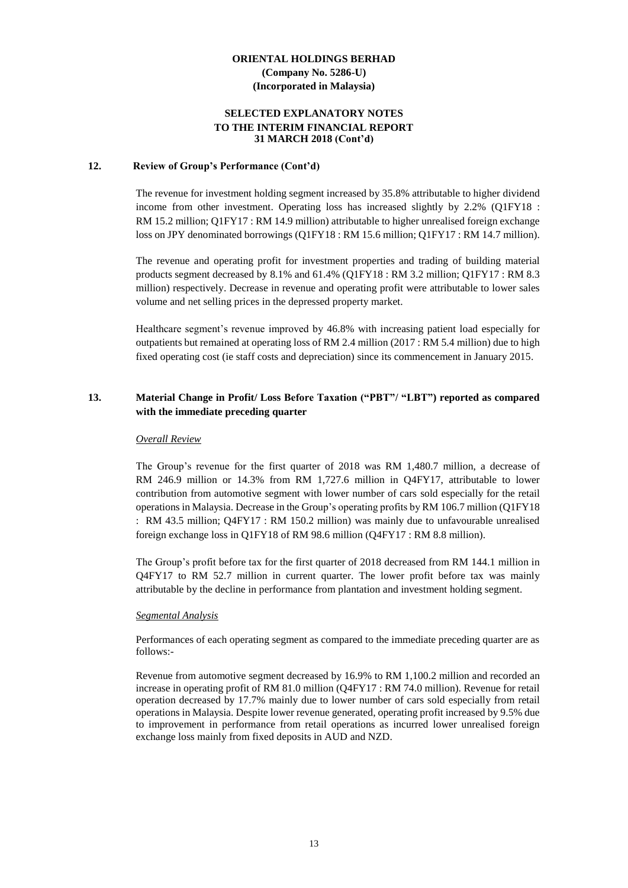**ORIENTAL HOLDINGS BERHAD**
**(Company No. 5286-U)**
**(Incorporated in Malaysia)**

**SELECTED EXPLANATORY NOTES**
**TO THE INTERIM FINANCIAL REPORT**
**31 MARCH 2018 (Cont'd)**

## 12. Review of Group's Performance (Cont'd)

The revenue for investment holding segment increased by 35.8% attributable to higher dividend income from other investment. Operating loss has increased slightly by 2.2% (Q1FY18 : RM 15.2 million; Q1FY17 : RM 14.9 million) attributable to higher unrealised foreign exchange loss on JPY denominated borrowings (Q1FY18 : RM 15.6 million; Q1FY17 : RM 14.7 million).

The revenue and operating profit for investment properties and trading of building material products segment decreased by 8.1% and 61.4% (Q1FY18 : RM 3.2 million; Q1FY17 : RM 8.3 million) respectively. Decrease in revenue and operating profit were attributable to lower sales volume and net selling prices in the depressed property market.

Healthcare segment's revenue improved by 46.8% with increasing patient load especially for outpatients but remained at operating loss of RM 2.4 million (2017 : RM 5.4 million) due to high fixed operating cost (ie staff costs and depreciation) since its commencement in January 2015.

## 13. Material Change in Profit/ Loss Before Taxation ("PBT"/ "LBT") reported as compared with the immediate preceding quarter

*Overall Review*

The Group's revenue for the first quarter of 2018 was RM 1,480.7 million, a decrease of RM 246.9 million or 14.3% from RM 1,727.6 million in Q4FY17, attributable to lower contribution from automotive segment with lower number of cars sold especially for the retail operations in Malaysia. Decrease in the Group's operating profits by RM 106.7 million (Q1FY18 : RM 43.5 million; Q4FY17 : RM 150.2 million) was mainly due to unfavourable unrealised foreign exchange loss in Q1FY18 of RM 98.6 million (Q4FY17 : RM 8.8 million).

The Group's profit before tax for the first quarter of 2018 decreased from RM 144.1 million in Q4FY17 to RM 52.7 million in current quarter. The lower profit before tax was mainly attributable by the decline in performance from plantation and investment holding segment.

*Segmental Analysis*

Performances of each operating segment as compared to the immediate preceding quarter are as follows:-

Revenue from automotive segment decreased by 16.9% to RM 1,100.2 million and recorded an increase in operating profit of RM 81.0 million (Q4FY17 : RM 74.0 million). Revenue for retail operation decreased by 17.7% mainly due to lower number of cars sold especially from retail operations in Malaysia. Despite lower revenue generated, operating profit increased by 9.5% due to improvement in performance from retail operations as incurred lower unrealised foreign exchange loss mainly from fixed deposits in AUD and NZD.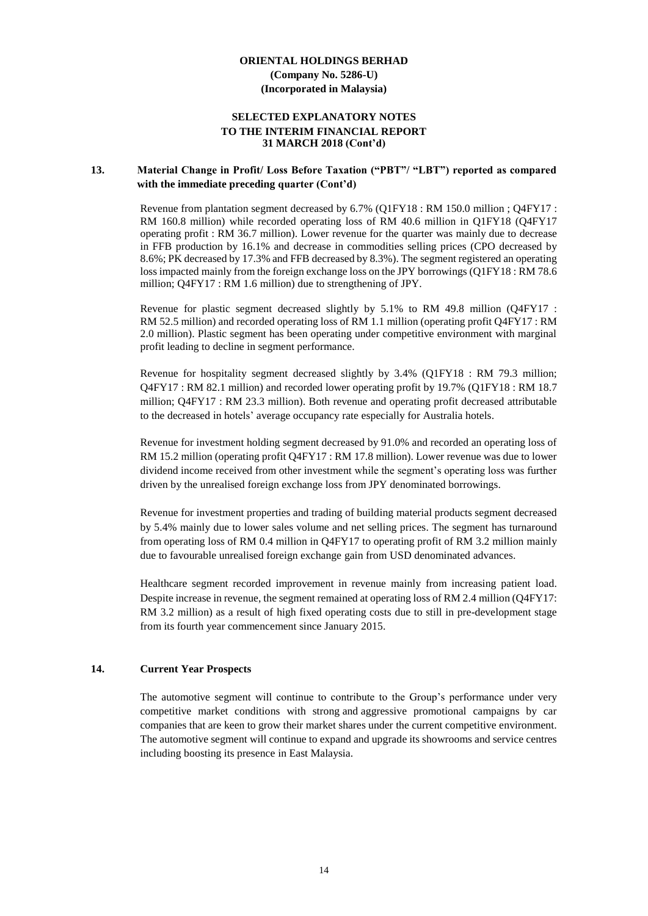**ORIENTAL HOLDINGS BERHAD**
**(Company No. 5286-U)**
**(Incorporated in Malaysia)**

**SELECTED EXPLANATORY NOTES**
**TO THE INTERIM FINANCIAL REPORT**
**31 MARCH 2018 (Cont'd)**

**13. Material Change in Profit/ Loss Before Taxation ("PBT"/ "LBT") reported as compared with the immediate preceding quarter (Cont'd)**

Revenue from plantation segment decreased by 6.7% (Q1FY18 : RM 150.0 million ; Q4FY17 : RM 160.8 million) while recorded operating loss of RM 40.6 million in Q1FY18 (Q4FY17 operating profit : RM 36.7 million). Lower revenue for the quarter was mainly due to decrease in FFB production by 16.1% and decrease in commodities selling prices (CPO decreased by 8.6%; PK decreased by 17.3% and FFB decreased by 8.3%). The segment registered an operating loss impacted mainly from the foreign exchange loss on the JPY borrowings (Q1FY18 : RM 78.6 million; Q4FY17 : RM 1.6 million) due to strengthening of JPY.

Revenue for plastic segment decreased slightly by 5.1% to RM 49.8 million (Q4FY17 : RM 52.5 million) and recorded operating loss of RM 1.1 million (operating profit Q4FY17 : RM 2.0 million). Plastic segment has been operating under competitive environment with marginal profit leading to decline in segment performance.

Revenue for hospitality segment decreased slightly by 3.4% (Q1FY18 : RM 79.3 million; Q4FY17 : RM 82.1 million) and recorded lower operating profit by 19.7% (Q1FY18 : RM 18.7 million; Q4FY17 : RM 23.3 million). Both revenue and operating profit decreased attributable to the decreased in hotels' average occupancy rate especially for Australia hotels.

Revenue for investment holding segment decreased by 91.0% and recorded an operating loss of RM 15.2 million (operating profit Q4FY17 : RM 17.8 million). Lower revenue was due to lower dividend income received from other investment while the segment's operating loss was further driven by the unrealised foreign exchange loss from JPY denominated borrowings.

Revenue for investment properties and trading of building material products segment decreased by 5.4% mainly due to lower sales volume and net selling prices. The segment has turnaround from operating loss of RM 0.4 million in Q4FY17 to operating profit of RM 3.2 million mainly due to favourable unrealised foreign exchange gain from USD denominated advances.

Healthcare segment recorded improvement in revenue mainly from increasing patient load. Despite increase in revenue, the segment remained at operating loss of RM 2.4 million (Q4FY17: RM 3.2 million) as a result of high fixed operating costs due to still in pre-development stage from its fourth year commencement since January 2015.

**14. Current Year Prospects**

The automotive segment will continue to contribute to the Group's performance under very competitive market conditions with strong and aggressive promotional campaigns by car companies that are keen to grow their market shares under the current competitive environment. The automotive segment will continue to expand and upgrade its showrooms and service centres including boosting its presence in East Malaysia.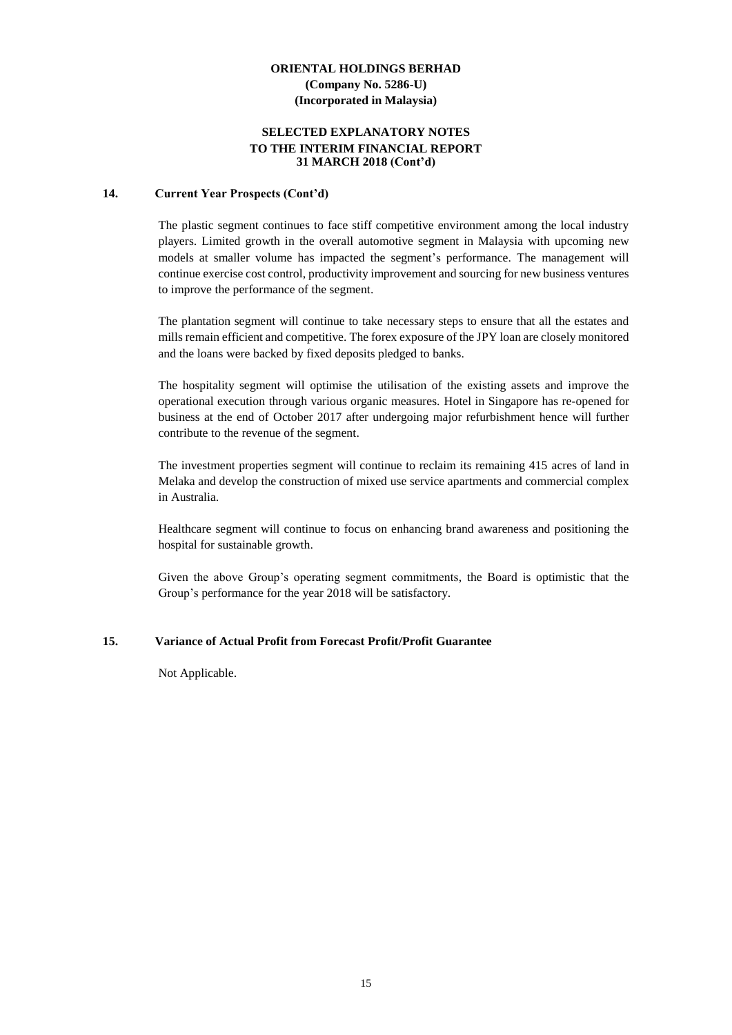**ORIENTAL HOLDINGS BERHAD**
**(Company No. 5286-U)**
**(Incorporated in Malaysia)**

**SELECTED EXPLANATORY NOTES**
**TO THE INTERIM FINANCIAL REPORT**
**31 MARCH 2018 (Cont'd)**

## 14. Current Year Prospects (Cont'd)

The plastic segment continues to face stiff competitive environment among the local industry players. Limited growth in the overall automotive segment in Malaysia with upcoming new models at smaller volume has impacted the segment's performance. The management will continue exercise cost control, productivity improvement and sourcing for new business ventures to improve the performance of the segment.

The plantation segment will continue to take necessary steps to ensure that all the estates and mills remain efficient and competitive. The forex exposure of the JPY loan are closely monitored and the loans were backed by fixed deposits pledged to banks.

The hospitality segment will optimise the utilisation of the existing assets and improve the operational execution through various organic measures. Hotel in Singapore has re-opened for business at the end of October 2017 after undergoing major refurbishment hence will further contribute to the revenue of the segment.

The investment properties segment will continue to reclaim its remaining 415 acres of land in Melaka and develop the construction of mixed use service apartments and commercial complex in Australia.

Healthcare segment will continue to focus on enhancing brand awareness and positioning the hospital for sustainable growth.

Given the above Group's operating segment commitments, the Board is optimistic that the Group's performance for the year 2018 will be satisfactory.

## 15. Variance of Actual Profit from Forecast Profit/Profit Guarantee

Not Applicable.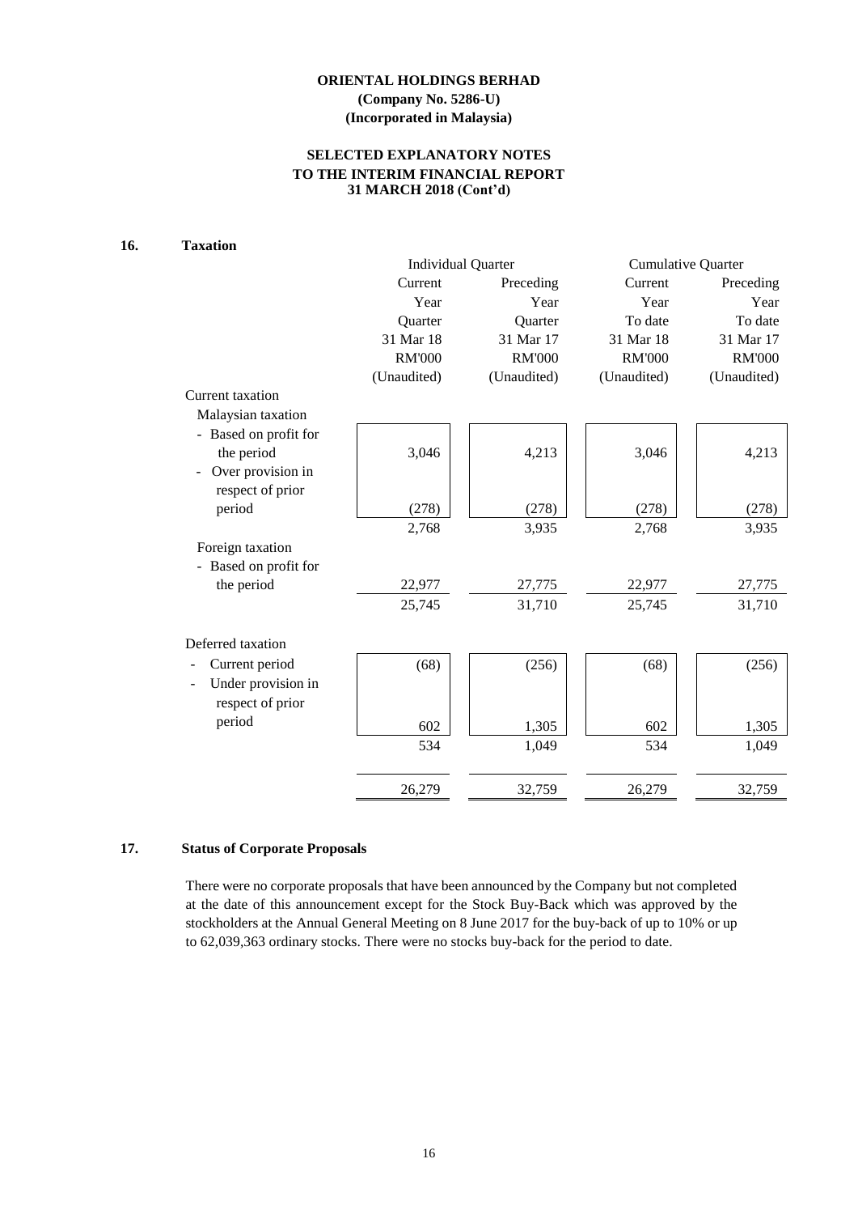**ORIENTAL HOLDINGS BERHAD**
**(Company No. 5286-U)**
**(Incorporated in Malaysia)**

**SELECTED EXPLANATORY NOTES**
**TO THE INTERIM FINANCIAL REPORT**
**31 MARCH 2018 (Cont'd)**

## 16. Taxation

| | Individual Quarter | | Cumulative Quarter | |
|---|---|---|---|---|
| | Current Year Quarter 31 Mar 18 RM'000 (Unaudited) | Preceding Year Quarter 31 Mar 17 RM'000 (Unaudited) | Current Year To date 31 Mar 18 RM'000 (Unaudited) | Preceding Year To date 31 Mar 17 RM'000 (Unaudited) |
| Current taxation | | | | |
| Malaysian taxation | | | | |
| - Based on profit for the period | 3,046 | 4,213 | 3,046 | 4,213 |
| - Over provision in respect of prior period | (278) | (278) | (278) | (278) |
| | 2,768 | 3,935 | 2,768 | 3,935 |
| Foreign taxation | | | | |
| - Based on profit for the period | 22,977 | 27,775 | 22,977 | 27,775 |
| | 25,745 | 31,710 | 25,745 | 31,710 |
| Deferred taxation | | | | |
| - Current period | (68) | (256) | (68) | (256) |
| - Under provision in respect of prior period | 602 | 1,305 | 602 | 1,305 |
| | 534 | 1,049 | 534 | 1,049 |
| | 26,279 | 32,759 | 26,279 | 32,759 |

## 17. Status of Corporate Proposals

There were no corporate proposals that have been announced by the Company but not completed at the date of this announcement except for the Stock Buy-Back which was approved by the stockholders at the Annual General Meeting on 8 June 2017 for the buy-back of up to 10% or up to 62,039,363 ordinary stocks. There were no stocks buy-back for the period to date.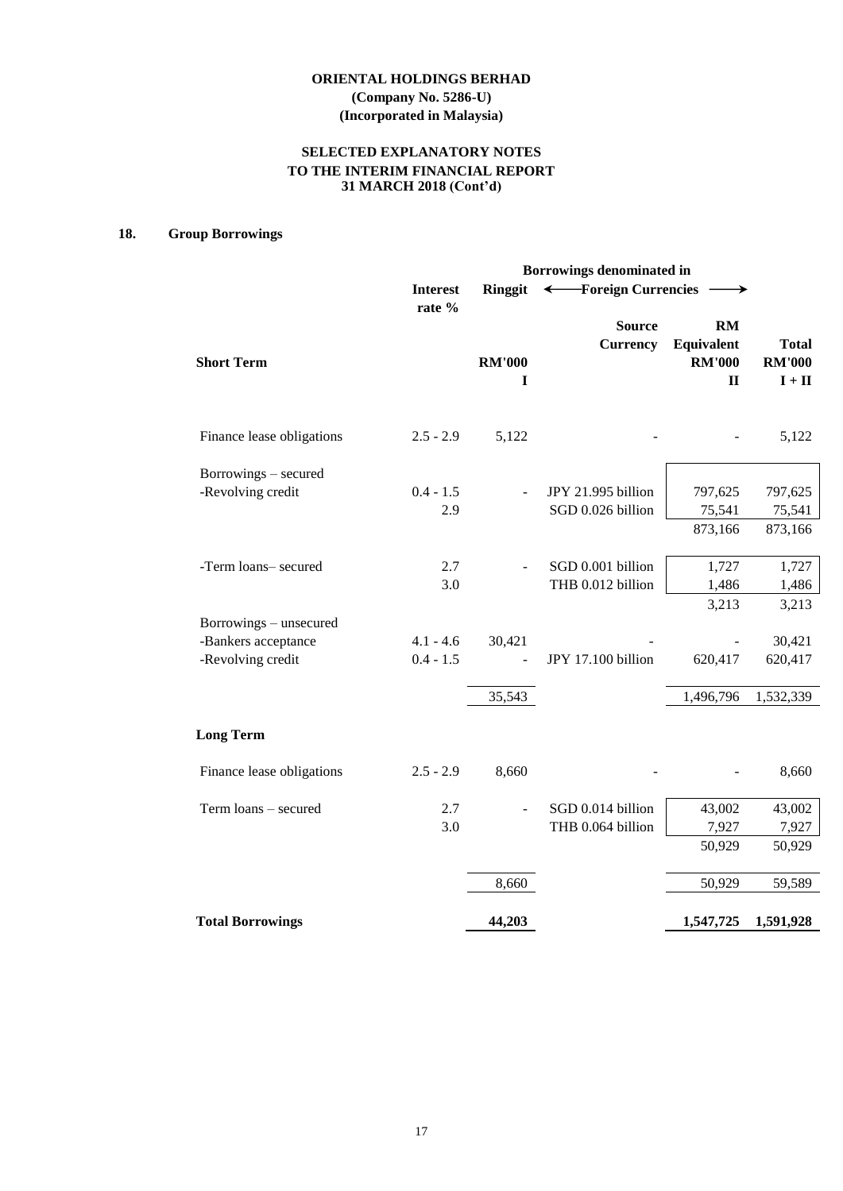**ORIENTAL HOLDINGS BERHAD**
**(Company No. 5286-U)**
**(Incorporated in Malaysia)**

**SELECTED EXPLANATORY NOTES**
**TO THE INTERIM FINANCIAL REPORT**
**31 MARCH 2018 (Cont'd)**

## 18. Group Borrowings

| | Interest rate % | Ringgit | Foreign Currencies | | |
|---|---|---|---|---|---|
| | | | Borrowings denominated in | | |
| **Short Term** | | **RM'000** | **Source Currency** | **RM Equivalent RM'000** | **Total RM'000** |
| | | **I** | | **II** | **I + II** |
| Finance lease obligations | 2.5 - 2.9 | 5,122 | - | - | 5,122 |
| Borrowings – secured | | | | | |
| -Revolving credit | 0.4 - 1.5 | - | JPY 21.995 billion | 797,625 | 797,625 |
| | 2.9 | | SGD 0.026 billion | 75,541 | 75,541 |
| | | | | 873,166 | 873,166 |
| -Term loans– secured | 2.7 | - | SGD 0.001 billion | 1,727 | 1,727 |
| | 3.0 | | THB 0.012 billion | 1,486 | 1,486 |
| | | | | 3,213 | 3,213 |
| Borrowings – unsecured | | | | | |
| -Bankers acceptance | 4.1 - 4.6 | 30,421 | - | - | 30,421 |
| -Revolving credit | 0.4 - 1.5 | - | JPY 17.100 billion | 620,417 | 620,417 |
| | | 35,543 | | 1,496,796 | 1,532,339 |
| **Long Term** | | | | | |
| Finance lease obligations | 2.5 - 2.9 | 8,660 | - | - | 8,660 |
| Term loans – secured | 2.7 | - | SGD 0.014 billion | 43,002 | 43,002 |
| | 3.0 | | THB 0.064 billion | 7,927 | 7,927 |
| | | | | 50,929 | 50,929 |
| | | 8,660 | | 50,929 | 59,589 |
| **Total Borrowings** | | **44,203** | | **1,547,725** | **1,591,928** |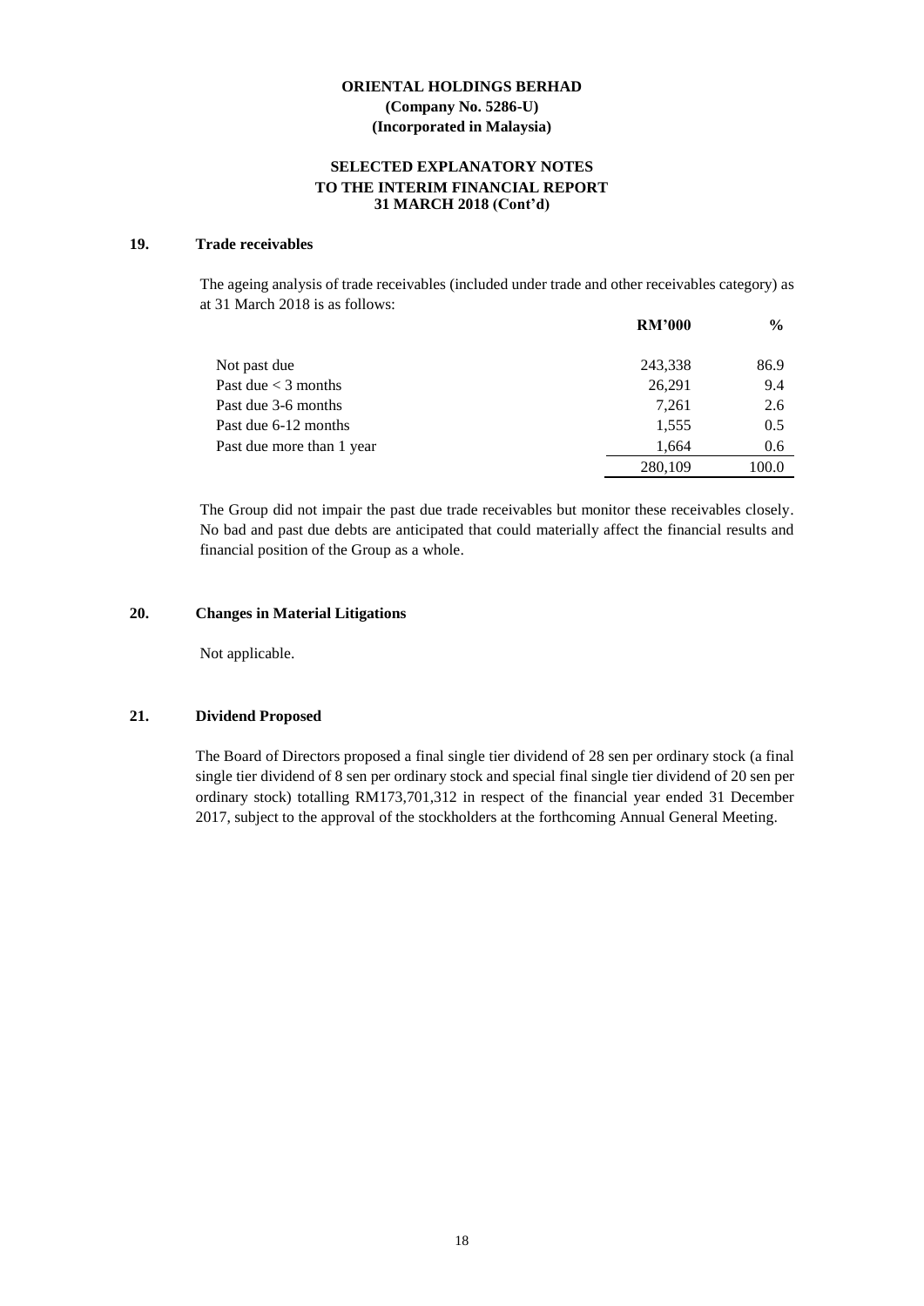**ORIENTAL HOLDINGS BERHAD**
**(Company No. 5286-U)**
**(Incorporated in Malaysia)**

**SELECTED EXPLANATORY NOTES**
**TO THE INTERIM FINANCIAL REPORT**
**31 MARCH 2018 (Cont'd)**

## 19. Trade receivables

The ageing analysis of trade receivables (included under trade and other receivables category) as at 31 March 2018 is as follows:

| | RM'000 | % |
|---|---|---|
| Not past due | 243,338 | 86.9 |
| Past due < 3 months | 26,291 | 9.4 |
| Past due 3-6 months | 7,261 | 2.6 |
| Past due 6-12 months | 1,555 | 0.5 |
| Past due more than 1 year | 1,664 | 0.6 |
| | 280,109 | 100.0 |

The Group did not impair the past due trade receivables but monitor these receivables closely. No bad and past due debts are anticipated that could materially affect the financial results and financial position of the Group as a whole.

## 20. Changes in Material Litigations

Not applicable.

## 21. Dividend Proposed

The Board of Directors proposed a final single tier dividend of 28 sen per ordinary stock (a final single tier dividend of 8 sen per ordinary stock and special final single tier dividend of 20 sen per ordinary stock) totalling RM173,701,312 in respect of the financial year ended 31 December 2017, subject to the approval of the stockholders at the forthcoming Annual General Meeting.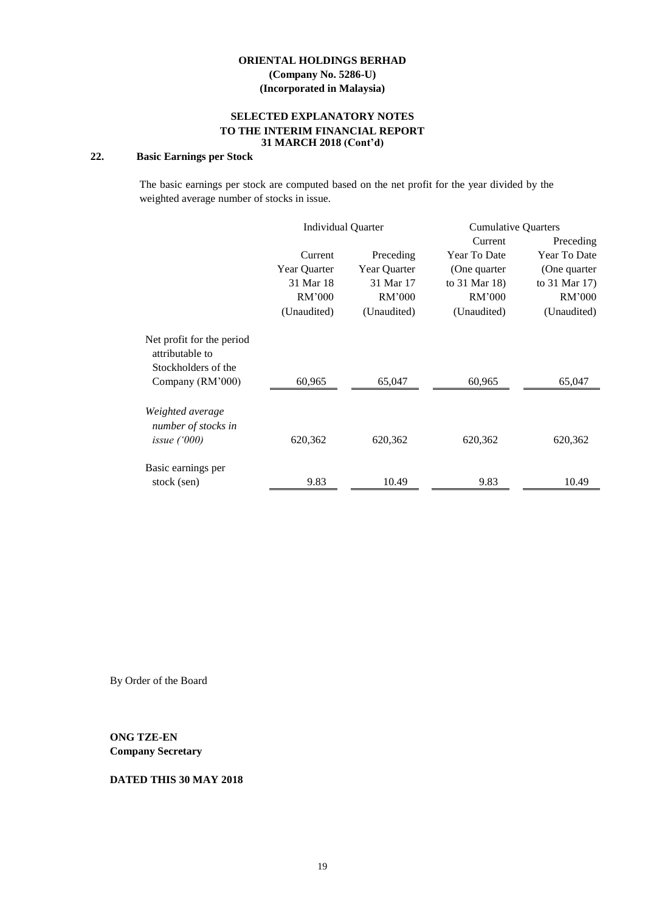**ORIENTAL HOLDINGS BERHAD**
**(Company No. 5286-U)**
**(Incorporated in Malaysia)**

**SELECTED EXPLANATORY NOTES**
**TO THE INTERIM FINANCIAL REPORT**
**31 MARCH 2018 (Cont'd)**

## 22. Basic Earnings per Stock

The basic earnings per stock are computed based on the net profit for the year divided by the weighted average number of stocks in issue.

| | Individual Quarter | | Cumulative Quarters | |
|---|---|---|---|---|
| | Current Year Quarter 31 Mar 18 RM'000 (Unaudited) | Preceding Year Quarter 31 Mar 17 RM'000 (Unaudited) | Current Year To Date (One quarter to 31 Mar 18) RM'000 (Unaudited) | Preceding Year To Date (One quarter to 31 Mar 17) RM'000 (Unaudited) |
| Net profit for the period attributable to Stockholders of the Company (RM'000) | 60,965 | 65,047 | 60,965 | 65,047 |
| *Weighted average number of stocks in issue ('000)* | 620,362 | 620,362 | 620,362 | 620,362 |
| Basic earnings per stock (sen) | 9.83 | 10.49 | 9.83 | 10.49 |

By Order of the Board

**ONG TZE-EN**
**Company Secretary**

**DATED THIS 30 MAY 2018**